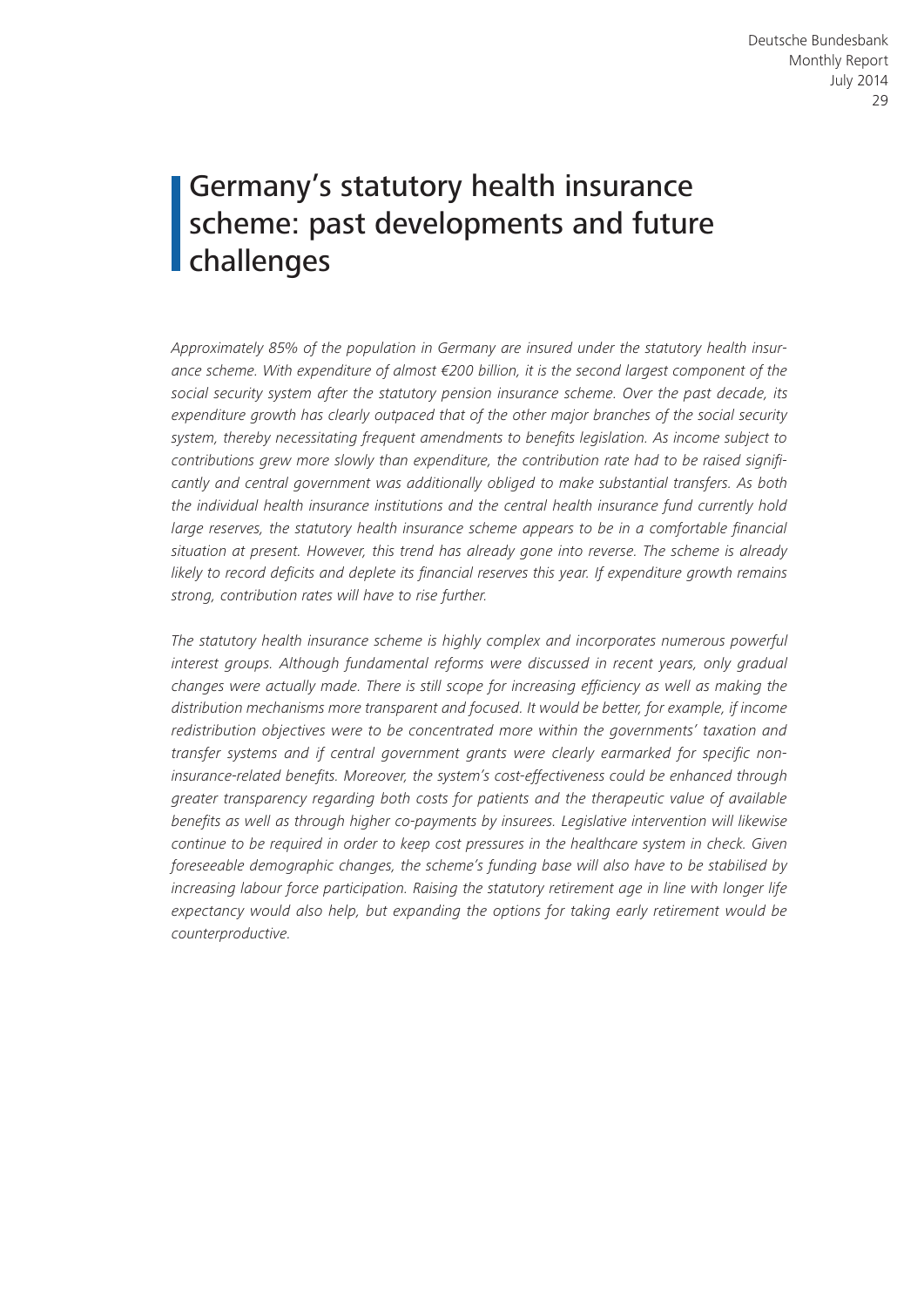# Germany's statutory health insurance scheme: past developments and future challenges

*Approximately 85% of the population in Germany are insured under the statutory health insurance scheme. With expenditure of almost €200 billion, it is the second largest component of the social security system after the statutory pension insurance scheme. Over the past decade, its expenditure growth has clearly outpaced that of the other major branches of the social security system, thereby necessitating frequent amendments to benefits legislation. As income subject to contributions grew more slowly than expenditure, the contribution rate had to be raised significantly and central government was additionally obliged to make substantial transfers. As both the individual health insurance institutions and the central health insurance fund currently hold large reserves, the statutory health insurance scheme appears to be in a comfortable financial situation at present. However, this trend has already gone into reverse. The scheme is already likely to record deficits and deplete its financial reserves this year. If expenditure growth remains strong, contribution rates will have to rise further.*

*The statutory health insurance scheme is highly complex and incorporates numerous powerful interest groups. Although fundamental reforms were discussed in recent years, only gradual changes were actually made. There is still scope for increasing efficiency as well as making the distribution mechanisms more transparent and focused. It would be better, for example, if income redistribution objectives were to be concentrated more within the governments' taxation and transfer systems and if central government grants were clearly earmarked for specific non-insurance-related benefits. Moreover, the system's cost-effectiveness could be enhanced through greater transparency regarding both costs for patients and the therapeutic value of available benefits as well as through higher co-payments by insurees. Legislative intervention will likewise continue to be required in order to keep cost pressures in the healthcare system in check. Given foreseeable demographic changes, the scheme's funding base will also have to be stabilised by increasing labour force participation. Raising the statutory retirement age in line with longer life expectancy would also help, but expanding the options for taking early retirement would be counterproductive.*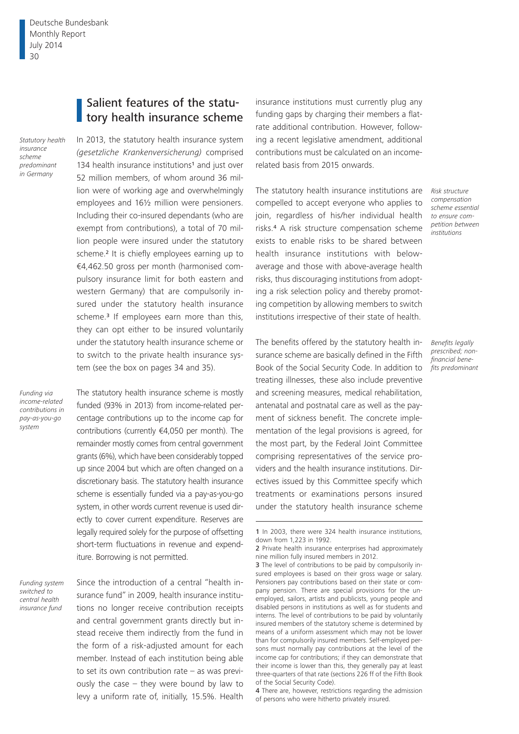## Salient features of the statutory health insurance scheme

*Statutory health insurance scheme predominant in Germany*

In 2013, the statutory health insurance system *(gesetzliche Krankenversicherung)* comprised 134 health insurance institutions[1] and just over 52 million members, of whom around 36 million were of working age and overwhelmingly employees and 16½ million were pensioners. Including their co-insured dependants (who are exempt from contributions), a total of 70 million people were insured under the statutory scheme.[2] It is chiefly employees earning up to €4,462.50 gross per month (harmonised compulsory insurance limit for both eastern and western Germany) that are compulsorily insured under the statutory health insurance scheme.[3] If employees earn more than this, they can opt either to be insured voluntarily under the statutory health insurance scheme or to switch to the private health insurance system (see the box on pages 34 and 35).

*Funding via income-related contributions in pay-as-you-go system*

The statutory health insurance scheme is mostly funded (93% in 2013) from income-related percentage contributions up to the income cap for contributions (currently €4,050 per month). The remainder mostly comes from central government grants (6%), which have been considerably topped up since 2004 but which are often changed on a discretionary basis. The statutory health insurance scheme is essentially funded via a pay-as-you-go system, in other words current revenue is used directly to cover current expenditure. Reserves are legally required solely for the purpose of offsetting short-term fluctuations in revenue and expenditure. Borrowing is not permitted.

*Funding system switched to central health insurance fund*

Since the introduction of a central "health insurance fund" in 2009, health insurance institutions no longer receive contribution receipts and central government grants directly but instead receive them indirectly from the fund in the form of a risk-adjusted amount for each member. Instead of each institution being able to set its own contribution rate – as was previously the case – they were bound by law to levy a uniform rate of, initially, 15.5%. Health insurance institutions must currently plug any funding gaps by charging their members a flat-rate additional contribution. However, following a recent legislative amendment, additional contributions must be calculated on an income-related basis from 2015 onwards.

*Risk structure compensation scheme essential to ensure competition between institutions*

The statutory health insurance institutions are compelled to accept everyone who applies to join, regardless of his/her individual health risks.[4] A risk structure compensation scheme exists to enable risks to be shared between health insurance institutions with below-average and those with above-average health risks, thus discouraging institutions from adopting a risk selection policy and thereby promoting competition by allowing members to switch institutions irrespective of their state of health.

*Benefits legally prescribed; non-financial benefits predominant*

The benefits offered by the statutory health insurance scheme are basically defined in the Fifth Book of the Social Security Code. In addition to treating illnesses, these also include preventive and screening measures, medical rehabilitation, antenatal and postnatal care as well as the payment of sickness benefit. The concrete implementation of the legal provisions is agreed, for the most part, by the Federal Joint Committee comprising representatives of the service providers and the health insurance institutions. Directives issued by this Committee specify which treatments or examinations persons insured under the statutory health insurance scheme

---

1 In 2003, there were 324 health insurance institutions, down from 1,223 in 1992.

2 Private health insurance enterprises had approximately nine million fully insured members in 2012.

3 The level of contributions to be paid by compulsorily insured employees is based on their gross wage or salary. Pensioners pay contributions based on their state or company pension. There are special provisions for the unemployed, sailors, artists and publicists, young people and disabled persons in institutions as well as for students and interns. The level of contributions to be paid by voluntarily insured members of the statutory scheme is determined by means of a uniform assessment which may not be lower than for compulsorily insured members. Self-employed persons must normally pay contributions at the level of the income cap for contributions; if they can demonstrate that their income is lower than this, they generally pay at least three-quarters of that rate (sections 226 ff of the Fifth Book of the Social Security Code).

4 There are, however, restrictions regarding the admission of persons who were hitherto privately insured.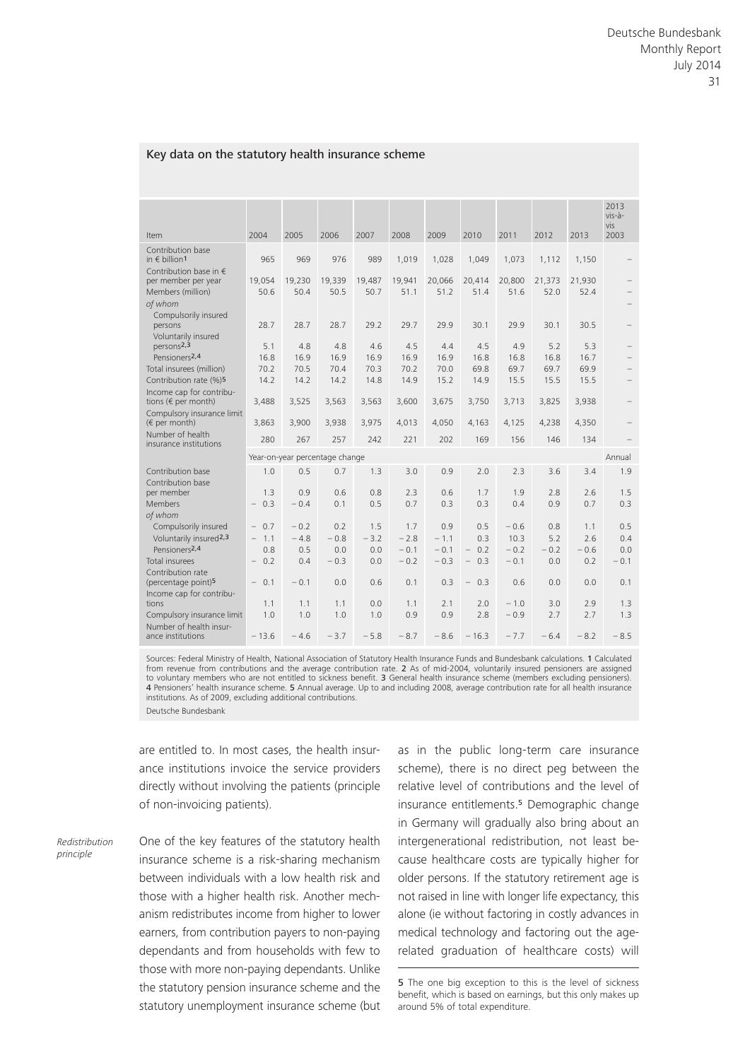## Key data on the statutory health insurance scheme

| Item | 2004 | 2005 | 2006 | 2007 | 2008 | 2009 | 2010 | 2011 | 2012 | 2013 | 2013 vis-à-vis 2003 |
|---|---|---|---|---|---|---|---|---|---|---|---|
| Contribution base in € billion[1] | 965 | 969 | 976 | 989 | 1,019 | 1,028 | 1,049 | 1,073 | 1,112 | 1,150 | – |
| Contribution base in € per member per year | 19,054 | 19,230 | 19,339 | 19,487 | 19,941 | 20,066 | 20,414 | 20,800 | 21,373 | 21,930 | – |
| Members (million) | 50.6 | 50.4 | 50.5 | 50.7 | 51.1 | 51.2 | 51.4 | 51.6 | 52.0 | 52.4 | – |
| *of whom* | | | | | | | | | | | – |
| Compulsorily insured persons | 28.7 | 28.7 | 28.7 | 29.2 | 29.7 | 29.9 | 30.1 | 29.9 | 30.1 | 30.5 | – |
| Voluntarily insured persons[2,3] | 5.1 | 4.8 | 4.8 | 4.6 | 4.5 | 4.4 | 4.5 | 4.9 | 5.2 | 5.3 | – |
| Pensioners[2,4] | 16.8 | 16.9 | 16.9 | 16.9 | 16.9 | 16.9 | 16.8 | 16.8 | 16.8 | 16.7 | – |
| Total insurees (million) | 70.2 | 70.5 | 70.4 | 70.3 | 70.2 | 70.0 | 69.8 | 69.7 | 69.7 | 69.9 | – |
| Contribution rate (%)[5] | 14.2 | 14.2 | 14.2 | 14.8 | 14.9 | 15.2 | 14.9 | 15.5 | 15.5 | 15.5 | – |
| Income cap for contributions (€ per month) | 3,488 | 3,525 | 3,563 | 3,563 | 3,600 | 3,675 | 3,750 | 3,713 | 3,825 | 3,938 | – |
| Compulsory insurance limit (€ per month) | 3,863 | 3,900 | 3,938 | 3,975 | 4,013 | 4,050 | 4,163 | 4,125 | 4,238 | 4,350 | – |
| Number of health insurance institutions | 280 | 267 | 257 | 242 | 221 | 202 | 169 | 156 | 146 | 134 | – |
| | Year-on-year percentage change | | | | | | | | | | Annual |
| Contribution base | 1.0 | 0.5 | 0.7 | 1.3 | 3.0 | 0.9 | 2.0 | 2.3 | 3.6 | 3.4 | 1.9 |
| Contribution base per member | 1.3 | 0.9 | 0.6 | 0.8 | 2.3 | 0.6 | 1.7 | 1.9 | 2.8 | 2.6 | 1.5 |
| Members | − 0.3 | − 0.4 | 0.1 | 0.5 | 0.7 | 0.3 | 0.3 | 0.4 | 0.9 | 0.7 | 0.3 |
| *of whom* | | | | | | | | | | | |
| Compulsorily insured | − 0.7 | − 0.2 | 0.2 | 1.5 | 1.7 | 0.9 | 0.5 | − 0.6 | 0.8 | 1.1 | 0.5 |
| Voluntarily insured[2,3] | − 1.1 | − 4.8 | − 0.8 | − 3.2 | − 2.8 | − 1.1 | 0.3 | 10.3 | 5.2 | 2.6 | 0.4 |
| Pensioners[2,4] | 0.8 | 0.5 | 0.0 | 0.0 | − 0.1 | − 0.1 | − 0.2 | − 0.2 | − 0.2 | − 0.6 | 0.0 |
| Total insurees | − 0.2 | 0.4 | − 0.3 | 0.0 | − 0.2 | − 0.3 | − 0.3 | − 0.1 | 0.0 | 0.2 | − 0.1 |
| Contribution rate (percentage point)[5] | − 0.1 | − 0.1 | 0.0 | 0.6 | 0.1 | 0.3 | − 0.3 | 0.6 | 0.0 | 0.0 | 0.1 |
| Income cap for contributions | 1.1 | 1.1 | 1.1 | 0.0 | 1.1 | 2.1 | 2.0 | − 1.0 | 3.0 | 2.9 | 1.3 |
| Compulsory insurance limit | 1.0 | 1.0 | 1.0 | 1.0 | 0.9 | 0.9 | 2.8 | − 0.9 | 2.7 | 2.7 | 1.3 |
| Number of health insurance institutions | − 13.6 | − 4.6 | − 3.7 | − 5.8 | − 8.7 | − 8.6 | − 16.3 | − 7.7 | − 6.4 | − 8.2 | − 8.5 |

Sources: Federal Ministry of Health, National Association of Statutory Health Insurance Funds and Bundesbank calculations. 1 Calculated from revenue from contributions and the average contribution rate. 2 As of mid-2004, voluntarily insured pensioners are assigned to voluntary members who are not entitled to sickness benefit. 3 General health insurance scheme (members excluding pensioners). 4 Pensioners' health insurance scheme. 5 Annual average. Up to and including 2008, average contribution rate for all health insurance institutions. As of 2009, excluding additional contributions.

Deutsche Bundesbank

are entitled to. In most cases, the health insurance institutions invoice the service providers directly without involving the patients (principle of non-invoicing patients).

*Redistribution principle*

One of the key features of the statutory health insurance scheme is a risk-sharing mechanism between individuals with a low health risk and those with a higher health risk. Another mechanism redistributes income from higher to lower earners, from contribution payers to non-paying dependants and from households with few to those with more non-paying dependants. Unlike the statutory pension insurance scheme and the statutory unemployment insurance scheme (but as in the public long-term care insurance scheme), there is no direct peg between the relative level of contributions and the level of insurance entitlements.[5] Demographic change in Germany will gradually also bring about an intergenerational redistribution, not least because healthcare costs are typically higher for older persons. If the statutory retirement age is not raised in line with longer life expectancy, this alone (ie without factoring in costly advances in medical technology and factoring out the age-related graduation of healthcare costs) will

5 The one big exception to this is the level of sickness benefit, which is based on earnings, but this only makes up around 5% of total expenditure.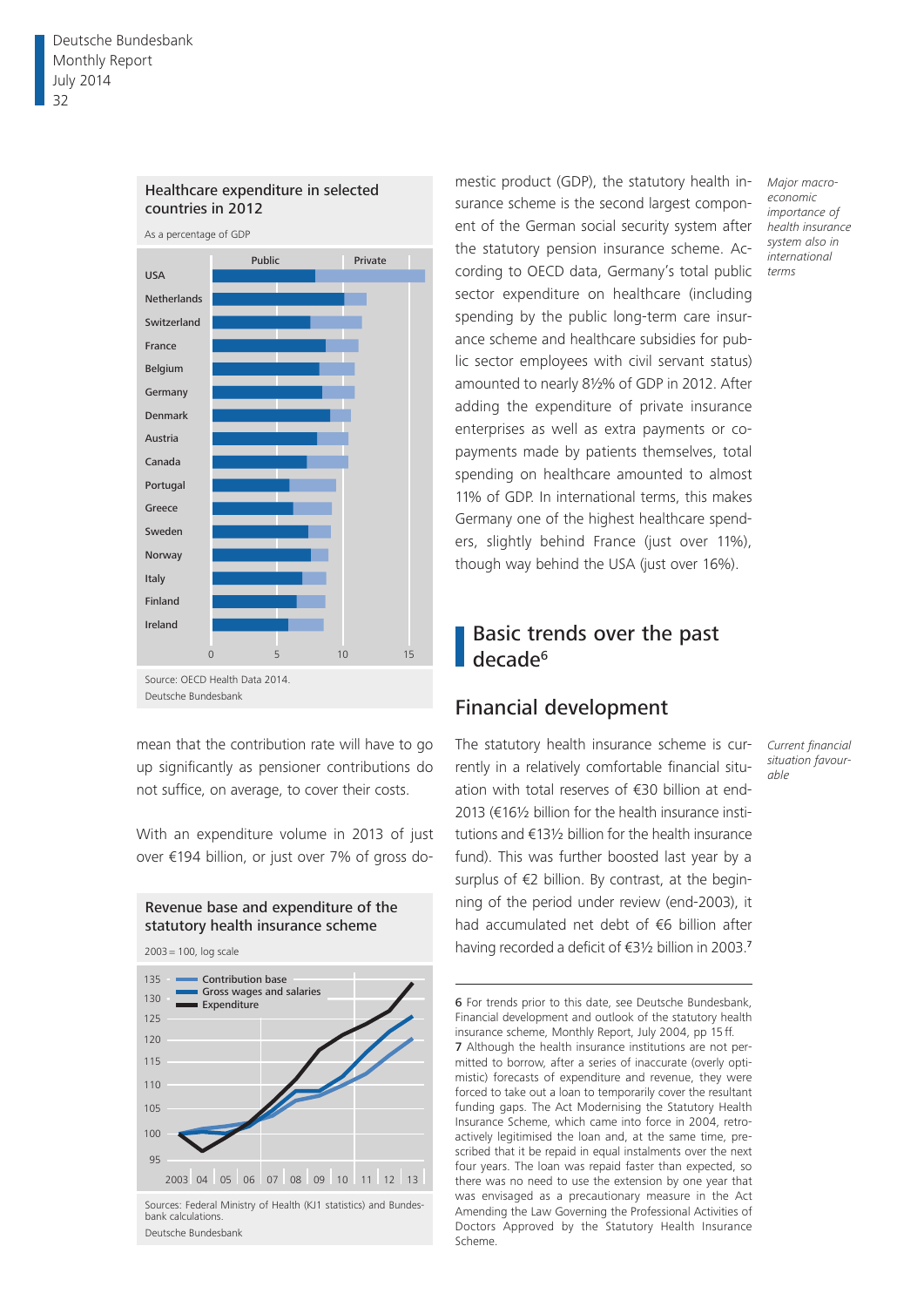Healthcare expenditure in selected countries in 2012

As a percentage of GDP

Source: OECD Health Data 2014.

Deutsche Bundesbank

mean that the contribution rate will have to go up significantly as pensioner contributions do not suffice, on average, to cover their costs.

With an expenditure volume in 2013 of just over €194 billion, or just over 7% of gross domestic product (GDP), the statutory health insurance scheme is the second largest component of the German social security system after the statutory pension insurance scheme. According to OECD data, Germany's total public sector expenditure on healthcare (including spending by the public long-term care insurance scheme and healthcare subsidies for public sector employees with civil servant status) amounted to nearly 8½% of GDP in 2012. After adding the expenditure of private insurance enterprises as well as extra payments or co-payments made by patients themselves, total spending on healthcare amounted to almost 11% of GDP. In international terms, this makes Germany one of the highest healthcare spenders, slightly behind France (just over 11%), though way behind the USA (just over 16%).

*Major macroeconomic importance of health insurance system also in international terms*

Revenue base and expenditure of the statutory health insurance scheme

2003 = 100, log scale

Sources: Federal Ministry of Health (KJ1 statistics) and Bundesbank calculations.

Deutsche Bundesbank

## Basic trends over the past decade[6]

### Financial development

*Current financial situation favourable*

The statutory health insurance scheme is currently in a relatively comfortable financial situation with total reserves of €30 billion at end-2013 (€16½ billion for the health insurance institutions and €13½ billion for the health insurance fund). This was further boosted last year by a surplus of €2 billion. By contrast, at the beginning of the period under review (end-2003), it had accumulated net debt of €6 billion after having recorded a deficit of €3½ billion in 2003.[7]

6 For trends prior to this date, see Deutsche Bundesbank, Financial development and outlook of the statutory health insurance scheme, Monthly Report, July 2004, pp 15 ff.

7 Although the health insurance institutions are not permitted to borrow, after a series of inaccurate (overly optimistic) forecasts of expenditure and revenue, they were forced to take out a loan to temporarily cover the resultant funding gaps. The Act Modernising the Statutory Health Insurance Scheme, which came into force in 2004, retroactively legitimised the loan and, at the same time, prescribed that it be repaid in equal instalments over the next four years. The loan was repaid faster than expected, so there was no need to use the extension by one year that was envisaged as a precautionary measure in the Act Amending the Law Governing the Professional Activities of Doctors Approved by the Statutory Health Insurance Scheme.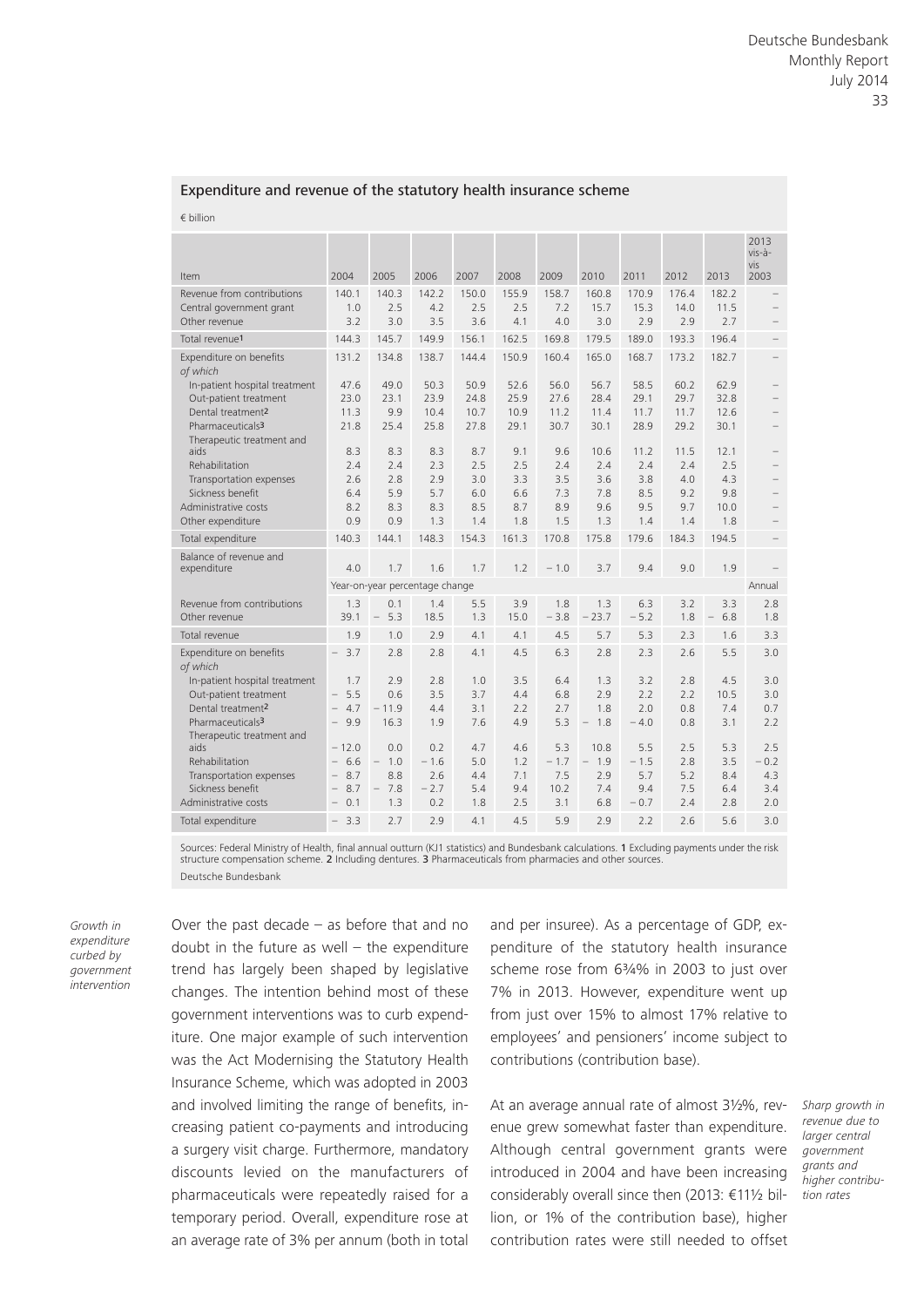### Expenditure and revenue of the statutory health insurance scheme

€ billion

| Item | 2004 | 2005 | 2006 | 2007 | 2008 | 2009 | 2010 | 2011 | 2012 | 2013 | 2013 vis-à-vis 2003 |
|---|---|---|---|---|---|---|---|---|---|---|---|
| Revenue from contributions | 140.1 | 140.3 | 142.2 | 150.0 | 155.9 | 158.7 | 160.8 | 170.9 | 176.4 | 182.2 | – |
| Central government grant | 1.0 | 2.5 | 4.2 | 2.5 | 2.5 | 7.2 | 15.7 | 15.3 | 14.0 | 11.5 | – |
| Other revenue | 3.2 | 3.0 | 3.5 | 3.6 | 4.1 | 4.0 | 3.0 | 2.9 | 2.9 | 2.7 | – |
| Total revenue[1] | 144.3 | 145.7 | 149.9 | 156.1 | 162.5 | 169.8 | 179.5 | 189.0 | 193.3 | 196.4 | – |
| Expenditure on benefits | 131.2 | 134.8 | 138.7 | 144.4 | 150.9 | 160.4 | 165.0 | 168.7 | 173.2 | 182.7 | – |
| *of which* | | | | | | | | | | | |
| In-patient hospital treatment | 47.6 | 49.0 | 50.3 | 50.9 | 52.6 | 56.0 | 56.7 | 58.5 | 60.2 | 62.9 | – |
| Out-patient treatment | 23.0 | 23.1 | 23.9 | 24.8 | 25.9 | 27.6 | 28.4 | 29.1 | 29.7 | 32.8 | – |
| Dental treatment[2] | 11.3 | 9.9 | 10.4 | 10.7 | 10.9 | 11.2 | 11.4 | 11.7 | 11.7 | 12.6 | – |
| Pharmaceuticals[3] | 21.8 | 25.4 | 25.8 | 27.8 | 29.1 | 30.7 | 30.1 | 28.9 | 29.2 | 30.1 | – |
| Therapeutic treatment and aids | 8.3 | 8.3 | 8.3 | 8.7 | 9.1 | 9.6 | 10.6 | 11.2 | 11.5 | 12.1 | – |
| Rehabilitation | 2.4 | 2.4 | 2.3 | 2.5 | 2.5 | 2.4 | 2.4 | 2.4 | 2.4 | 2.5 | – |
| Transportation expenses | 2.6 | 2.8 | 2.9 | 3.0 | 3.3 | 3.5 | 3.6 | 3.8 | 4.0 | 4.3 | – |
| Sickness benefit | 6.4 | 5.9 | 5.7 | 6.0 | 6.6 | 7.3 | 7.8 | 8.5 | 9.2 | 9.8 | – |
| Administrative costs | 8.2 | 8.3 | 8.3 | 8.5 | 8.7 | 8.9 | 9.6 | 9.5 | 9.7 | 10.0 | – |
| Other expenditure | 0.9 | 0.9 | 1.3 | 1.4 | 1.8 | 1.5 | 1.3 | 1.4 | 1.4 | 1.8 | – |
| Total expenditure | 140.3 | 144.1 | 148.3 | 154.3 | 161.3 | 170.8 | 175.8 | 179.6 | 184.3 | 194.5 | – |
| Balance of revenue and expenditure | 4.0 | 1.7 | 1.6 | 1.7 | 1.2 | – 1.0 | 3.7 | 9.4 | 9.0 | 1.9 | – |
| | Year-on-year percentage change | | | | | | | | | | Annual |
| Revenue from contributions | 1.3 | 0.1 | 1.4 | 5.5 | 3.9 | 1.8 | 1.3 | 6.3 | 3.2 | 3.3 | 2.8 |
| Other revenue | 39.1 | – 5.3 | 18.5 | 1.3 | 15.0 | – 3.8 | – 23.7 | – 5.2 | 1.8 | – 6.8 | 1.8 |
| Total revenue | 1.9 | 1.0 | 2.9 | 4.1 | 4.1 | 4.5 | 5.7 | 5.3 | 2.3 | 1.6 | 3.3 |
| Expenditure on benefits | – 3.7 | 2.8 | 2.8 | 4.1 | 4.5 | 6.3 | 2.8 | 2.3 | 2.6 | 5.5 | 3.0 |
| *of which* | | | | | | | | | | | |
| In-patient hospital treatment | 1.7 | 2.9 | 2.8 | 1.0 | 3.5 | 6.4 | 1.3 | 3.2 | 2.8 | 4.5 | 3.0 |
| Out-patient treatment | – 5.5 | 0.6 | 3.5 | 3.7 | 4.4 | 6.8 | 2.9 | 2.2 | 2.2 | 10.5 | 3.0 |
| Dental treatment[2] | – 4.7 | – 11.9 | 4.4 | 3.1 | 2.2 | 2.7 | 1.8 | 2.0 | 0.8 | 7.4 | 0.7 |
| Pharmaceuticals[3] | – 9.9 | 16.3 | 1.9 | 7.6 | 4.9 | 5.3 | – 1.8 | – 4.0 | 0.8 | 3.1 | 2.2 |
| Therapeutic treatment and aids | – 12.0 | 0.0 | 0.2 | 4.7 | 4.6 | 5.3 | 10.8 | 5.5 | 2.5 | 5.3 | 2.5 |
| Rehabilitation | – 6.6 | – 1.0 | – 1.6 | 5.0 | 1.2 | – 1.7 | – 1.9 | – 1.5 | 2.8 | 3.5 | – 0.2 |
| Transportation expenses | – 8.7 | 8.8 | 2.6 | 4.4 | 7.1 | 7.5 | 2.9 | 5.7 | 5.2 | 8.4 | 4.3 |
| Sickness benefit | – 8.7 | – 7.8 | – 2.7 | 5.4 | 9.4 | 10.2 | 7.4 | 9.4 | 7.5 | 6.4 | 3.4 |
| Administrative costs | – 0.1 | 1.3 | 0.2 | 1.8 | 2.5 | 3.1 | 6.8 | – 0.7 | 2.4 | 2.8 | 2.0 |
| Total expenditure | – 3.3 | 2.7 | 2.9 | 4.1 | 4.5 | 5.9 | 2.9 | 2.2 | 2.6 | 5.6 | 3.0 |

Sources: Federal Ministry of Health, final annual outturn (KJ1 statistics) and Bundesbank calculations. 1 Excluding payments under the risk structure compensation scheme. 2 Including dentures. 3 Pharmaceuticals from pharmacies and other sources.

Deutsche Bundesbank

*Growth in expenditure curbed by government intervention*

Over the past decade – as before that and no doubt in the future as well – the expenditure trend has largely been shaped by legislative changes. The intention behind most of these government interventions was to curb expenditure. One major example of such intervention was the Act Modernising the Statutory Health Insurance Scheme, which was adopted in 2003 and involved limiting the range of benefits, increasing patient co-payments and introducing a surgery visit charge. Furthermore, mandatory discounts levied on the manufacturers of pharmaceuticals were repeatedly raised for a temporary period. Overall, expenditure rose at an average rate of 3% per annum (both in total and per insuree). As a percentage of GDP, expenditure of the statutory health insurance scheme rose from 6¾% in 2003 to just over 7% in 2013. However, expenditure went up from just over 15% to almost 17% relative to employees' and pensioners' income subject to contributions (contribution base).

*Sharp growth in revenue due to larger central government grants and higher contribution rates*

At an average annual rate of almost 3½%, revenue grew somewhat faster than expenditure. Although central government grants were introduced in 2004 and have been increasing considerably overall since then (2013: €11½ billion, or 1% of the contribution base), higher contribution rates were still needed to offset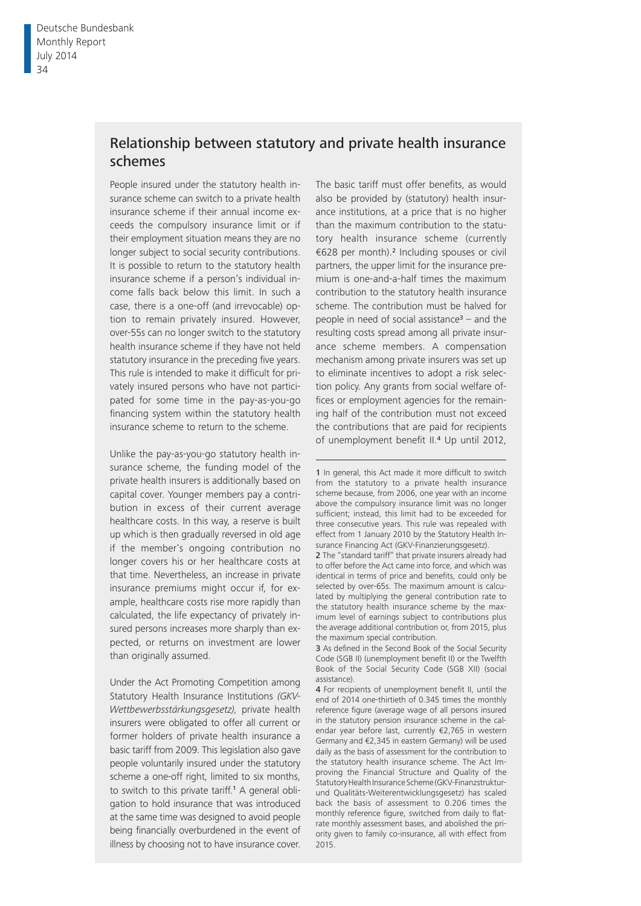## Relationship between statutory and private health insurance schemes

People insured under the statutory health insurance scheme can switch to a private health insurance scheme if their annual income exceeds the compulsory insurance limit or if their employment situation means they are no longer subject to social security contributions. It is possible to return to the statutory health insurance scheme if a person's individual income falls back below this limit. In such a case, there is a one-off (and irrevocable) option to remain privately insured. However, over-55s can no longer switch to the statutory health insurance scheme if they have not held statutory insurance in the preceding five years. This rule is intended to make it difficult for privately insured persons who have not participated for some time in the pay-as-you-go financing system within the statutory health insurance scheme to return to the scheme.

Unlike the pay-as-you-go statutory health insurance scheme, the funding model of the private health insurers is additionally based on capital cover. Younger members pay a contribution in excess of their current average healthcare costs. In this way, a reserve is built up which is then gradually reversed in old age if the member's ongoing contribution no longer covers his or her healthcare costs at that time. Nevertheless, an increase in private insurance premiums might occur if, for example, healthcare costs rise more rapidly than calculated, the life expectancy of privately insured persons increases more sharply than expected, or returns on investment are lower than originally assumed.

Under the Act Promoting Competition among Statutory Health Insurance Institutions *(GKV-Wettbewerbsstärkungsgesetz)*, private health insurers were obligated to offer all current or former holders of private health insurance a basic tariff from 2009. This legislation also gave people voluntarily insured under the statutory scheme a one-off right, limited to six months, to switch to this private tariff.[1] A general obligation to hold insurance that was introduced at the same time was designed to avoid people being financially overburdened in the event of illness by choosing not to have insurance cover.

The basic tariff must offer benefits, as would also be provided by (statutory) health insurance institutions, at a price that is no higher than the maximum contribution to the statutory health insurance scheme (currently €628 per month).[2] Including spouses or civil partners, the upper limit for the insurance premium is one-and-a-half times the maximum contribution to the statutory health insurance scheme. The contribution must be halved for people in need of social assistance[3] – and the resulting costs spread among all private insurance scheme members. A compensation mechanism among private insurers was set up to eliminate incentives to adopt a risk selection policy. Any grants from social welfare offices or employment agencies for the remaining half of the contribution must not exceed the contributions that are paid for recipients of unemployment benefit II.[4] Up until 2012,

---

1 In general, this Act made it more difficult to switch from the statutory to a private health insurance scheme because, from 2006, one year with an income above the compulsory insurance limit was no longer sufficient; instead, this limit had to be exceeded for three consecutive years. This rule was repealed with effect from 1 January 2010 by the Statutory Health Insurance Financing Act (GKV-Finanzierungsgesetz).

2 The "standard tariff" that private insurers already had to offer before the Act came into force, and which was identical in terms of price and benefits, could only be selected by over-65s. The maximum amount is calculated by multiplying the general contribution rate to the statutory health insurance scheme by the maximum level of earnings subject to contributions plus the average additional contribution or, from 2015, plus the maximum special contribution.

3 As defined in the Second Book of the Social Security Code (SGB II) (unemployment benefit II) or the Twelfth Book of the Social Security Code (SGB XII) (social assistance).

4 For recipients of unemployment benefit II, until the end of 2014 one-thirtieth of 0.345 times the monthly reference figure (average wage of all persons insured in the statutory pension insurance scheme in the calendar year before last, currently €2,765 in western Germany and €2,345 in eastern Germany) will be used daily as the basis of assessment for the contribution to the statutory health insurance scheme. The Act Improving the Financial Structure and Quality of the Statutory Health Insurance Scheme (GKV-Finanzstruktur- und Qualitäts-Weiterentwicklungsgesetz) has scaled back the basis of assessment to 0.206 times the monthly reference figure, switched from daily to flat-rate monthly assessment bases, and abolished the priority given to family co-insurance, all with effect from 2015.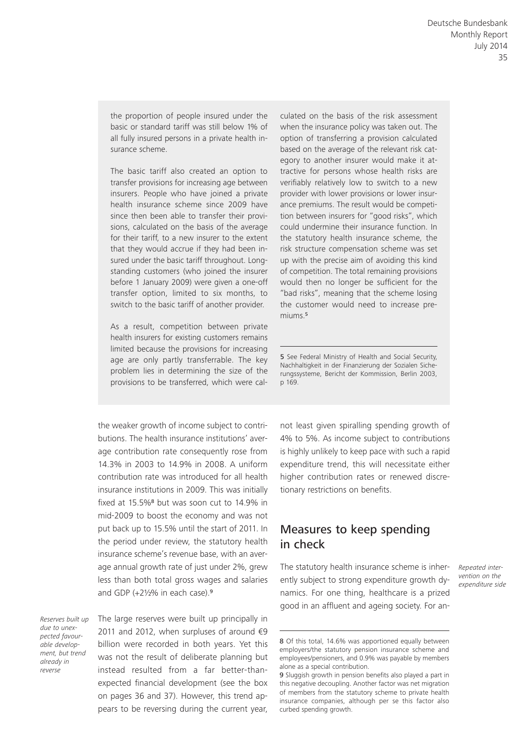the proportion of people insured under the basic or standard tariff was still below 1% of all fully insured persons in a private health insurance scheme.

The basic tariff also created an option to transfer provisions for increasing age between insurers. People who have joined a private health insurance scheme since 2009 have since then been able to transfer their provisions, calculated on the basis of the average for their tariff, to a new insurer to the extent that they would accrue if they had been insured under the basic tariff throughout. Longstanding customers (who joined the insurer before 1 January 2009) were given a one-off transfer option, limited to six months, to switch to the basic tariff of another provider.

As a result, competition between private health insurers for existing customers remains limited because the provisions for increasing age are only partly transferrable. The key problem lies in determining the size of the provisions to be transferred, which were calculated on the basis of the risk assessment when the insurance policy was taken out. The option of transferring a provision calculated based on the average of the relevant risk category to another insurer would make it attractive for persons whose health risks are verifiably relatively low to switch to a new provider with lower provisions or lower insurance premiums. The result would be competition between insurers for "good risks", which could undermine their insurance function. In the statutory health insurance scheme, the risk structure compensation scheme was set up with the precise aim of avoiding this kind of competition. The total remaining provisions would then no longer be sufficient for the "bad risks", meaning that the scheme losing the customer would need to increase premiums.[5]

[5] See Federal Ministry of Health and Social Security, Nachhaltigkeit in der Finanzierung der Sozialen Sicherungssysteme, Bericht der Kommission, Berlin 2003, p 169.

the weaker growth of income subject to contributions. The health insurance institutions' average contribution rate consequently rose from 14.3% in 2003 to 14.9% in 2008. A uniform contribution rate was introduced for all health insurance institutions in 2009. This was initially fixed at 15.5%[8] but was soon cut to 14.9% in mid-2009 to boost the economy and was not put back up to 15.5% until the start of 2011. In the period under review, the statutory health insurance scheme's revenue base, with an average annual growth rate of just under 2%, grew less than both total gross wages and salaries and GDP (+2½% in each case).[9]

*Reserves built up due to unexpected favourable development, but trend already in reverse*

The large reserves were built up principally in 2011 and 2012, when surpluses of around €9 billion were recorded in both years. Yet this was not the result of deliberate planning but instead resulted from a far better-than-expected financial development (see the box on pages 36 and 37). However, this trend appears to be reversing during the current year, not least given spiralling spending growth of 4% to 5%. As income subject to contributions is highly unlikely to keep pace with such a rapid expenditure trend, this will necessitate either higher contribution rates or renewed discretionary restrictions on benefits.

## Measures to keep spending in check

*Repeated intervention on the expenditure side*

The statutory health insurance scheme is inherently subject to strong expenditure growth dynamics. For one thing, healthcare is a prized good in an affluent and ageing society. For an-

[8] Of this total, 14.6% was apportioned equally between employers/the statutory pension insurance scheme and employees/pensioners, and 0.9% was payable by members alone as a special contribution.

[9] Sluggish growth in pension benefits also played a part in this negative decoupling. Another factor was net migration of members from the statutory scheme to private health insurance companies, although per se this factor also curbed spending growth.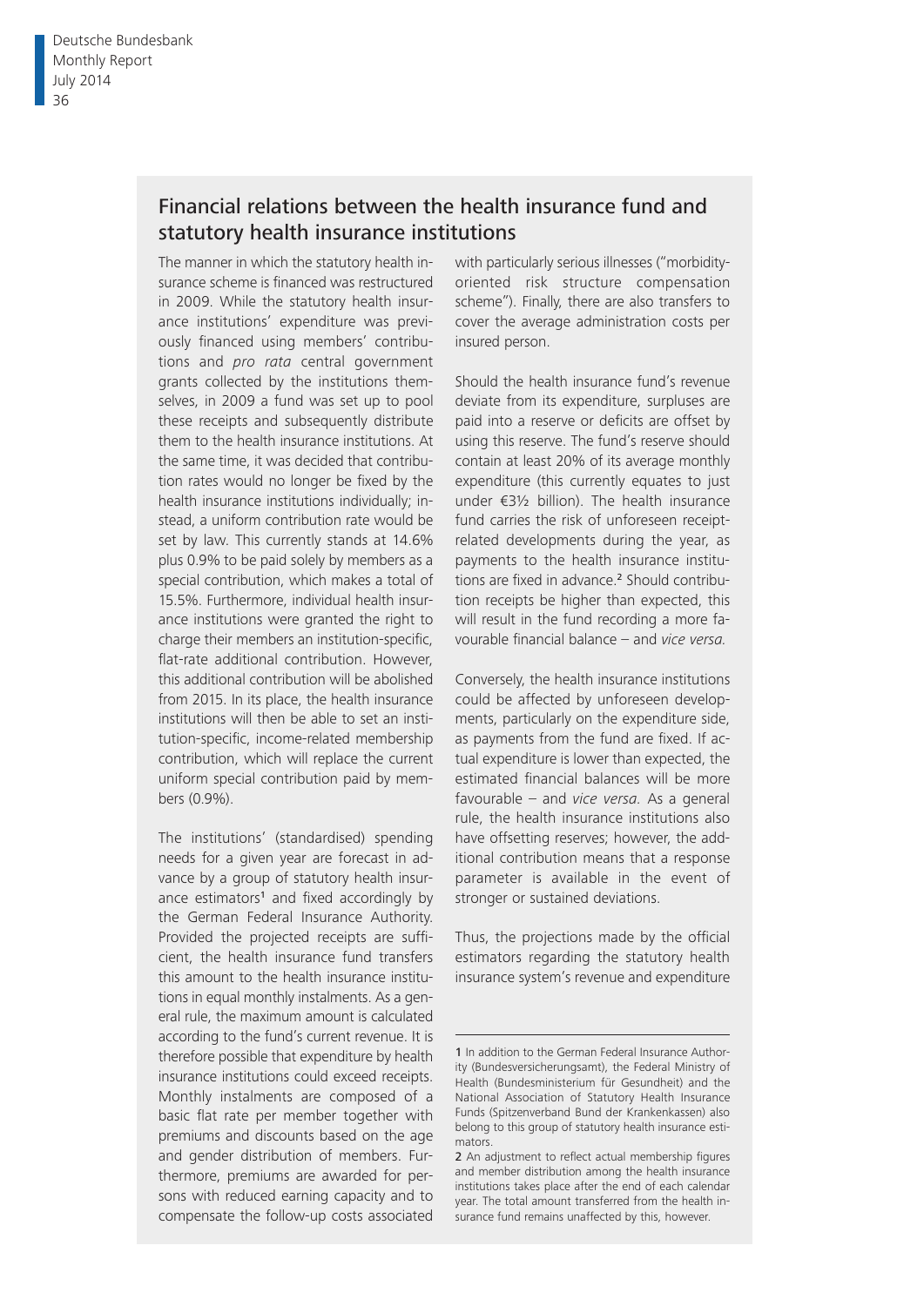## Financial relations between the health insurance fund and statutory health insurance institutions

The manner in which the statutory health insurance scheme is financed was restructured in 2009. While the statutory health insurance institutions' expenditure was previously financed using members' contributions and *pro rata* central government grants collected by the institutions themselves, in 2009 a fund was set up to pool these receipts and subsequently distribute them to the health insurance institutions. At the same time, it was decided that contribution rates would no longer be fixed by the health insurance institutions individually; instead, a uniform contribution rate would be set by law. This currently stands at 14.6% plus 0.9% to be paid solely by members as a special contribution, which makes a total of 15.5%. Furthermore, individual health insurance institutions were granted the right to charge their members an institution-specific, flat-rate additional contribution. However, this additional contribution will be abolished from 2015. In its place, the health insurance institutions will then be able to set an institution-specific, income-related membership contribution, which will replace the current uniform special contribution paid by members (0.9%).

The institutions' (standardised) spending needs for a given year are forecast in advance by a group of statutory health insurance estimators[1] and fixed accordingly by the German Federal Insurance Authority. Provided the projected receipts are sufficient, the health insurance fund transfers this amount to the health insurance institutions in equal monthly instalments. As a general rule, the maximum amount is calculated according to the fund's current revenue. It is therefore possible that expenditure by health insurance institutions could exceed receipts. Monthly instalments are composed of a basic flat rate per member together with premiums and discounts based on the age and gender distribution of members. Furthermore, premiums are awarded for persons with reduced earning capacity and to compensate the follow-up costs associated with particularly serious illnesses ("morbidity-oriented risk structure compensation scheme"). Finally, there are also transfers to cover the average administration costs per insured person.

Should the health insurance fund's revenue deviate from its expenditure, surpluses are paid into a reserve or deficits are offset by using this reserve. The fund's reserve should contain at least 20% of its average monthly expenditure (this currently equates to just under €3½ billion). The health insurance fund carries the risk of unforeseen receipt-related developments during the year, as payments to the health insurance institutions are fixed in advance.[2] Should contribution receipts be higher than expected, this will result in the fund recording a more favourable financial balance – and *vice versa.*

Conversely, the health insurance institutions could be affected by unforeseen developments, particularly on the expenditure side, as payments from the fund are fixed. If actual expenditure is lower than expected, the estimated financial balances will be more favourable – and *vice versa.* As a general rule, the health insurance institutions also have offsetting reserves; however, the additional contribution means that a response parameter is available in the event of stronger or sustained deviations.

Thus, the projections made by the official estimators regarding the statutory health insurance system's revenue and expenditure

---

1 In addition to the German Federal Insurance Authority (Bundesversicherungsamt), the Federal Ministry of Health (Bundesministerium für Gesundheit) and the National Association of Statutory Health Insurance Funds (Spitzenverband Bund der Krankenkassen) also belong to this group of statutory health insurance estimators.

2 An adjustment to reflect actual membership figures and member distribution among the health insurance institutions takes place after the end of each calendar year. The total amount transferred from the health insurance fund remains unaffected by this, however.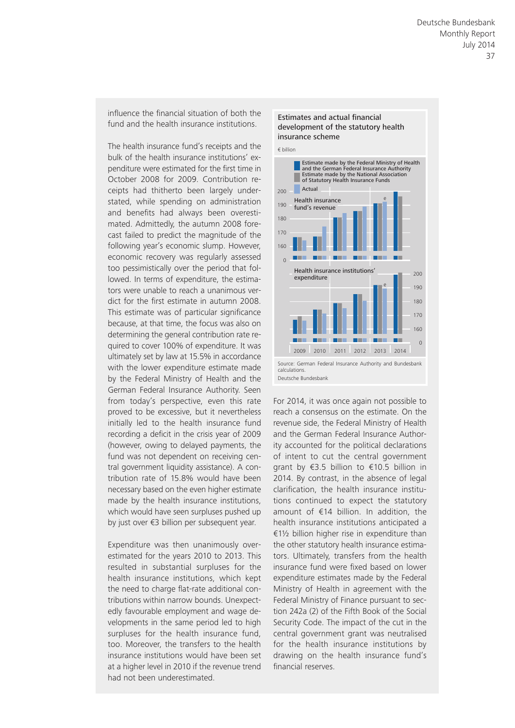influence the financial situation of both the fund and the health insurance institutions.

The health insurance fund's receipts and the bulk of the health insurance institutions' expenditure were estimated for the first time in October 2008 for 2009. Contribution receipts had thitherto been largely understated, while spending on administration and benefits had always been overestimated. Admittedly, the autumn 2008 forecast failed to predict the magnitude of the following year's economic slump. However, economic recovery was regularly assessed too pessimistically over the period that followed. In terms of expenditure, the estimators were unable to reach a unanimous verdict for the first estimate in autumn 2008. This estimate was of particular significance because, at that time, the focus was also on determining the general contribution rate required to cover 100% of expenditure. It was ultimately set by law at 15.5% in accordance with the lower expenditure estimate made by the Federal Ministry of Health and the German Federal Insurance Authority. Seen from today's perspective, even this rate proved to be excessive, but it nevertheless initially led to the health insurance fund recording a deficit in the crisis year of 2009 (however, owing to delayed payments, the fund was not dependent on receiving central government liquidity assistance). A contribution rate of 15.8% would have been necessary based on the even higher estimate made by the health insurance institutions, which would have seen surpluses pushed up by just over €3 billion per subsequent year.

Expenditure was then unanimously overestimated for the years 2010 to 2013. This resulted in substantial surpluses for the health insurance institutions, which kept the need to charge flat-rate additional contributions within narrow bounds. Unexpectedly favourable employment and wage developments in the same period led to high surpluses for the health insurance fund, too. Moreover, the transfers to the health insurance institutions would have been set at a higher level in 2010 if the revenue trend had not been underestimated.

**Estimates and actual financial development of the statutory health insurance scheme**

€ billion

Source: German Federal Insurance Authority and Bundesbank calculations.

Deutsche Bundesbank

For 2014, it was once again not possible to reach a consensus on the estimate. On the revenue side, the Federal Ministry of Health and the German Federal Insurance Authority accounted for the political declarations of intent to cut the central government grant by €3.5 billion to €10.5 billion in 2014. By contrast, in the absence of legal clarification, the health insurance institutions continued to expect the statutory amount of €14 billion. In addition, the health insurance institutions anticipated a €1½ billion higher rise in expenditure than the other statutory health insurance estimators. Ultimately, transfers from the health insurance fund were fixed based on lower expenditure estimates made by the Federal Ministry of Health in agreement with the Federal Ministry of Finance pursuant to section 242a (2) of the Fifth Book of the Social Security Code. The impact of the cut in the central government grant was neutralised for the health insurance institutions by drawing on the health insurance fund's financial reserves.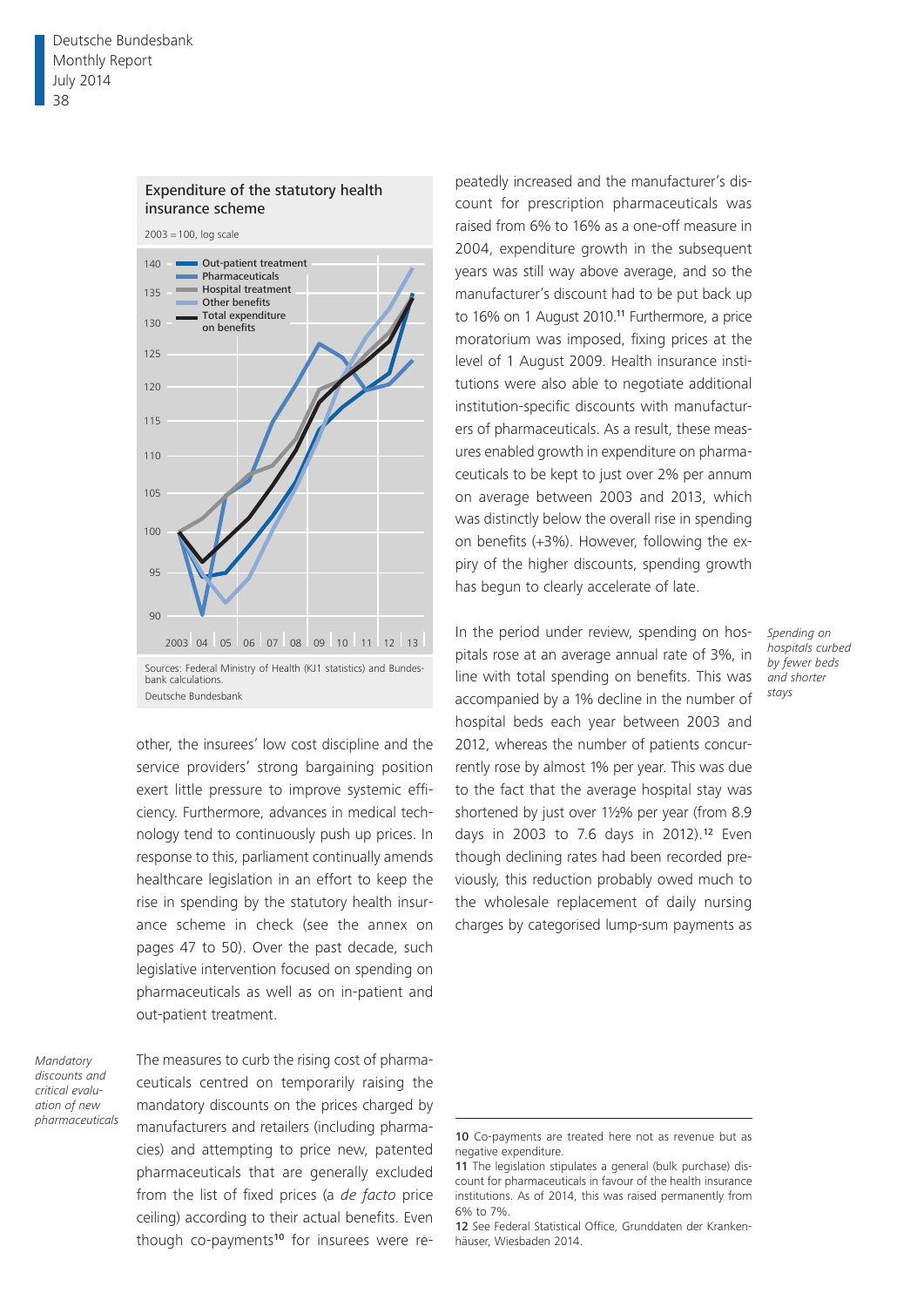**Expenditure of the statutory health insurance scheme**

2003 = 100, log scale

Sources: Federal Ministry of Health (KJ1 statistics) and Bundesbank calculations.

Deutsche Bundesbank

other, the insurees' low cost discipline and the service providers' strong bargaining position exert little pressure to improve systemic efficiency. Furthermore, advances in medical technology tend to continuously push up prices. In response to this, parliament continually amends healthcare legislation in an effort to keep the rise in spending by the statutory health insurance scheme in check (see the annex on pages 47 to 50). Over the past decade, such legislative intervention focused on spending on pharmaceuticals as well as on in-patient and out-patient treatment.

*Mandatory discounts and critical evaluation of new pharmaceuticals*

The measures to curb the rising cost of pharmaceuticals centred on temporarily raising the mandatory discounts on the prices charged by manufacturers and retailers (including pharmacies) and attempting to price new, patented pharmaceuticals that are generally excluded from the list of fixed prices (a *de facto* price ceiling) according to their actual benefits. Even though co-payments[10] for insurees were repeatedly increased and the manufacturer's discount for prescription pharmaceuticals was raised from 6% to 16% as a one-off measure in 2004, expenditure growth in the subsequent years was still way above average, and so the manufacturer's discount had to be put back up to 16% on 1 August 2010.[11] Furthermore, a price moratorium was imposed, fixing prices at the level of 1 August 2009. Health insurance institutions were also able to negotiate additional institution-specific discounts with manufacturers of pharmaceuticals. As a result, these measures enabled growth in expenditure on pharmaceuticals to be kept to just over 2% per annum on average between 2003 and 2013, which was distinctly below the overall rise in spending on benefits (+3%). However, following the expiry of the higher discounts, spending growth has begun to clearly accelerate of late.

*Spending on hospitals curbed by fewer beds and shorter stays*

In the period under review, spending on hospitals rose at an average annual rate of 3%, in line with total spending on benefits. This was accompanied by a 1% decline in the number of hospital beds each year between 2003 and 2012, whereas the number of patients concurrently rose by almost 1% per year. This was due to the fact that the average hospital stay was shortened by just over 1½% per year (from 8.9 days in 2003 to 7.6 days in 2012).[12] Even though declining rates had been recorded previously, this reduction probably owed much to the wholesale replacement of daily nursing charges by categorised lump-sum payments as

---

10 Co-payments are treated here not as revenue but as negative expenditure.

11 The legislation stipulates a general (bulk purchase) discount for pharmaceuticals in favour of the health insurance institutions. As of 2014, this was raised permanently from 6% to 7%.

12 See Federal Statistical Office, Grunddaten der Krankenhäuser, Wiesbaden 2014.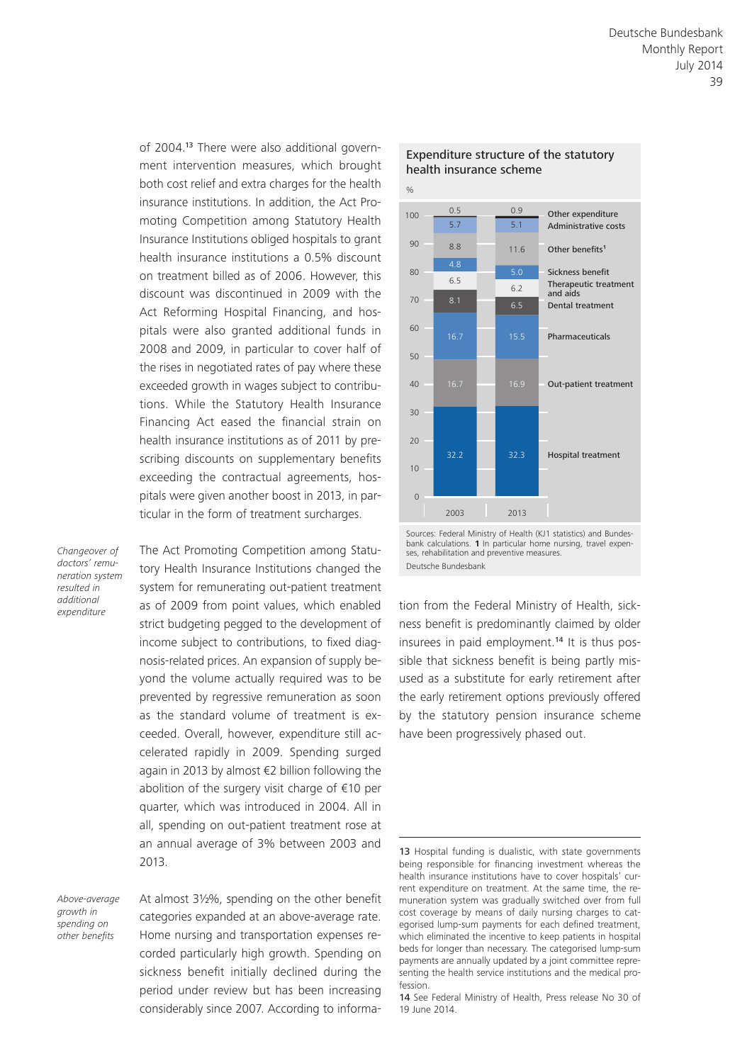of 2004.[13] There were also additional government intervention measures, which brought both cost relief and extra charges for the health insurance institutions. In addition, the Act Promoting Competition among Statutory Health Insurance Institutions obliged hospitals to grant health insurance institutions a 0.5% discount on treatment billed as of 2006. However, this discount was discontinued in 2009 with the Act Reforming Hospital Financing, and hospitals were also granted additional funds in 2008 and 2009, in particular to cover half of the rises in negotiated rates of pay where these exceeded growth in wages subject to contributions. While the Statutory Health Insurance Financing Act eased the financial strain on health insurance institutions as of 2011 by prescribing discounts on supplementary benefits exceeding the contractual agreements, hospitals were given another boost in 2013, in particular in the form of treatment surcharges.

*Changeover of doctors' remuneration system resulted in additional expenditure*

The Act Promoting Competition among Statutory Health Insurance Institutions changed the system for remunerating out-patient treatment as of 2009 from point values, which enabled strict budgeting pegged to the development of income subject to contributions, to fixed diagnosis-related prices. An expansion of supply beyond the volume actually required was to be prevented by regressive remuneration as soon as the standard volume of treatment is exceeded. Overall, however, expenditure still accelerated rapidly in 2009. Spending surged again in 2013 by almost €2 billion following the abolition of the surgery visit charge of €10 per quarter, which was introduced in 2004. All in all, spending on out-patient treatment rose at an annual average of 3% between 2003 and 2013.

*Above-average growth in spending on other benefits*

At almost 3½%, spending on the other benefit categories expanded at an above-average rate. Home nursing and transportation expenses recorded particularly high growth. Spending on sickness benefit initially declined during the period under review but has been increasing considerably since 2007. According to information from the Federal Ministry of Health, sickness benefit is predominantly claimed by older insurees in paid employment.[14] It is thus possible that sickness benefit is being partly misused as a substitute for early retirement after the early retirement options previously offered by the statutory pension insurance scheme have been progressively phased out.

**Expenditure structure of the statutory health insurance scheme**

%

| Category | 2003 | 2013 |
|---|---|---|
| Other expenditure | 0.5 | 0.9 |
| Administrative costs | 5.7 | 5.1 |
| Other benefits[1] | 8.8 | 11.6 |
| Sickness benefit | 4.8 | 5.0 |
| Therapeutic treatment and aids | 6.5 | 6.2 |
| Dental treatment | 8.1 | 6.5 |
| Pharmaceuticals | 16.7 | 15.5 |
| Out-patient treatment | 16.7 | 16.9 |
| Hospital treatment | 32.2 | 32.3 |

Sources: Federal Ministry of Health (KJ1 statistics) and Bundesbank calculations. **1** In particular home nursing, travel expenses, rehabilitation and preventive measures.

Deutsche Bundesbank

---

13 Hospital funding is dualistic, with state governments being responsible for financing investment whereas the health insurance institutions have to cover hospitals' current expenditure on treatment. At the same time, the remuneration system was gradually switched over from full cost coverage by means of daily nursing charges to categorised lump-sum payments for each defined treatment, which eliminated the incentive to keep patients in hospital beds for longer than necessary. The categorised lump-sum payments are annually updated by a joint committee representing the health service institutions and the medical profession.

14 See Federal Ministry of Health, Press release No 30 of 19 June 2014.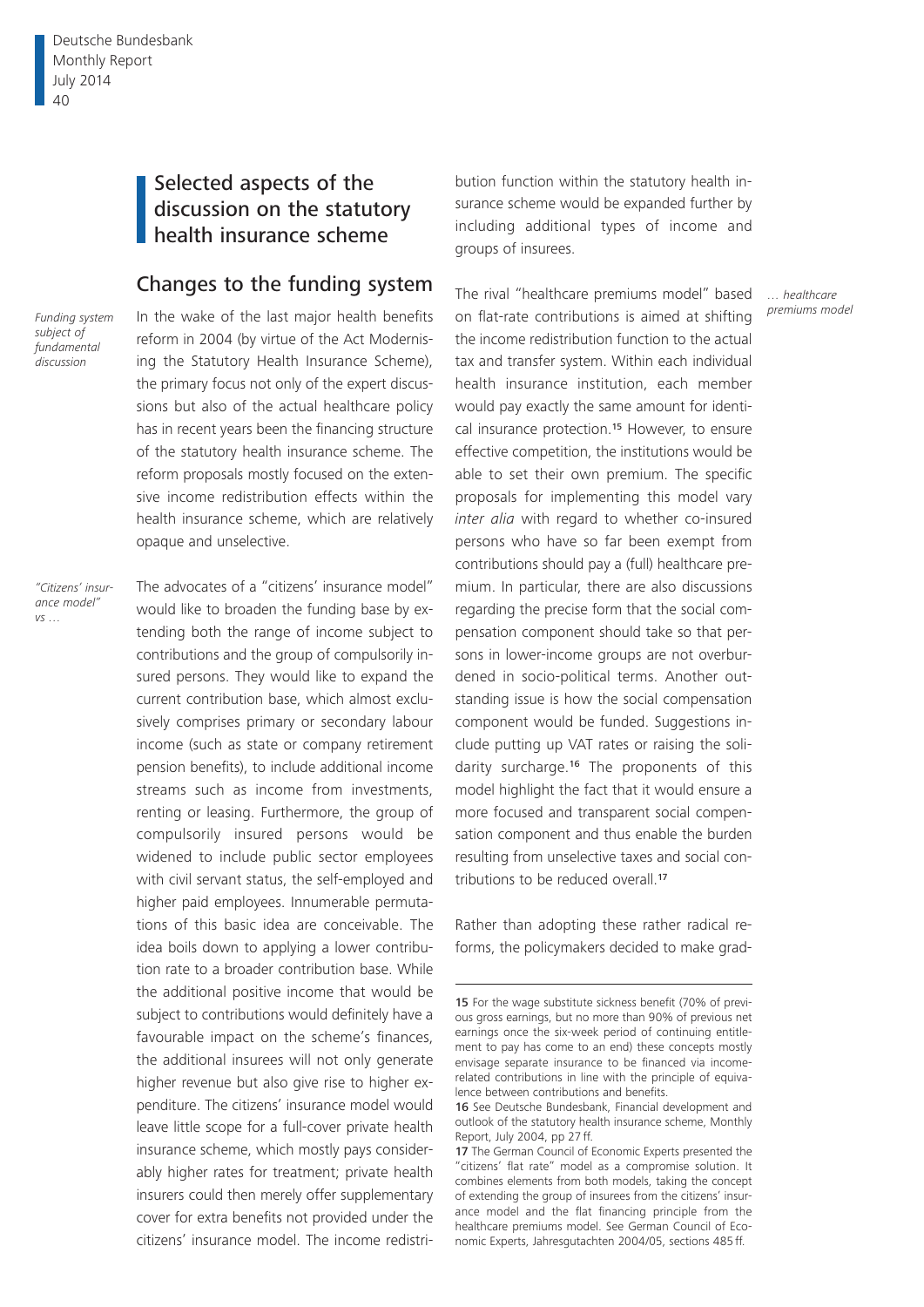## Selected aspects of the discussion on the statutory health insurance scheme

### Changes to the funding system

*Funding system subject of fundamental discussion*

In the wake of the last major health benefits reform in 2004 (by virtue of the Act Modernising the Statutory Health Insurance Scheme), the primary focus not only of the expert discussions but also of the actual healthcare policy has in recent years been the financing structure of the statutory health insurance scheme. The reform proposals mostly focused on the extensive income redistribution effects within the health insurance scheme, which are relatively opaque and unselective.

*"Citizens' insurance model" vs …*

The advocates of a "citizens' insurance model" would like to broaden the funding base by extending both the range of income subject to contributions and the group of compulsorily insured persons. They would like to expand the current contribution base, which almost exclusively comprises primary or secondary labour income (such as state or company retirement pension benefits), to include additional income streams such as income from investments, renting or leasing. Furthermore, the group of compulsorily insured persons would be widened to include public sector employees with civil servant status, the self-employed and higher paid employees. Innumerable permutations of this basic idea are conceivable. The idea boils down to applying a lower contribution rate to a broader contribution base. While the additional positive income that would be subject to contributions would definitely have a favourable impact on the scheme's finances, the additional insurees will not only generate higher revenue but also give rise to higher expenditure. The citizens' insurance model would leave little scope for a full-cover private health insurance scheme, which mostly pays considerably higher rates for treatment; private health insurers could then merely offer supplementary cover for extra benefits not provided under the citizens' insurance model. The income redistribution function within the statutory health insurance scheme would be expanded further by including additional types of income and groups of insurees.

*… healthcare premiums model*

The rival "healthcare premiums model" based on flat-rate contributions is aimed at shifting the income redistribution function to the actual tax and transfer system. Within each individual health insurance institution, each member would pay exactly the same amount for identical insurance protection.[15] However, to ensure effective competition, the institutions would be able to set their own premium. The specific proposals for implementing this model vary *inter alia* with regard to whether co-insured persons who have so far been exempt from contributions should pay a (full) healthcare premium. In particular, there are also discussions regarding the precise form that the social compensation component should take so that persons in lower-income groups are not overburdened in socio-political terms. Another outstanding issue is how the social compensation component would be funded. Suggestions include putting up VAT rates or raising the solidarity surcharge.[16] The proponents of this model highlight the fact that it would ensure a more focused and transparent social compensation component and thus enable the burden resulting from unselective taxes and social contributions to be reduced overall.[17]

Rather than adopting these rather radical reforms, the policymakers decided to make grad-

---

15 For the wage substitute sickness benefit (70% of previous gross earnings, but no more than 90% of previous net earnings once the six-week period of continuing entitlement to pay has come to an end) these concepts mostly envisage separate insurance to be financed via income-related contributions in line with the principle of equivalence between contributions and benefits.

16 See Deutsche Bundesbank, Financial development and outlook of the statutory health insurance scheme, Monthly Report, July 2004, pp 27 ff.

17 The German Council of Economic Experts presented the "citizens' flat rate" model as a compromise solution. It combines elements from both models, taking the concept of extending the group of insurees from the citizens' insurance model and the flat financing principle from the healthcare premiums model. See German Council of Economic Experts, Jahresgutachten 2004/05, sections 485 ff.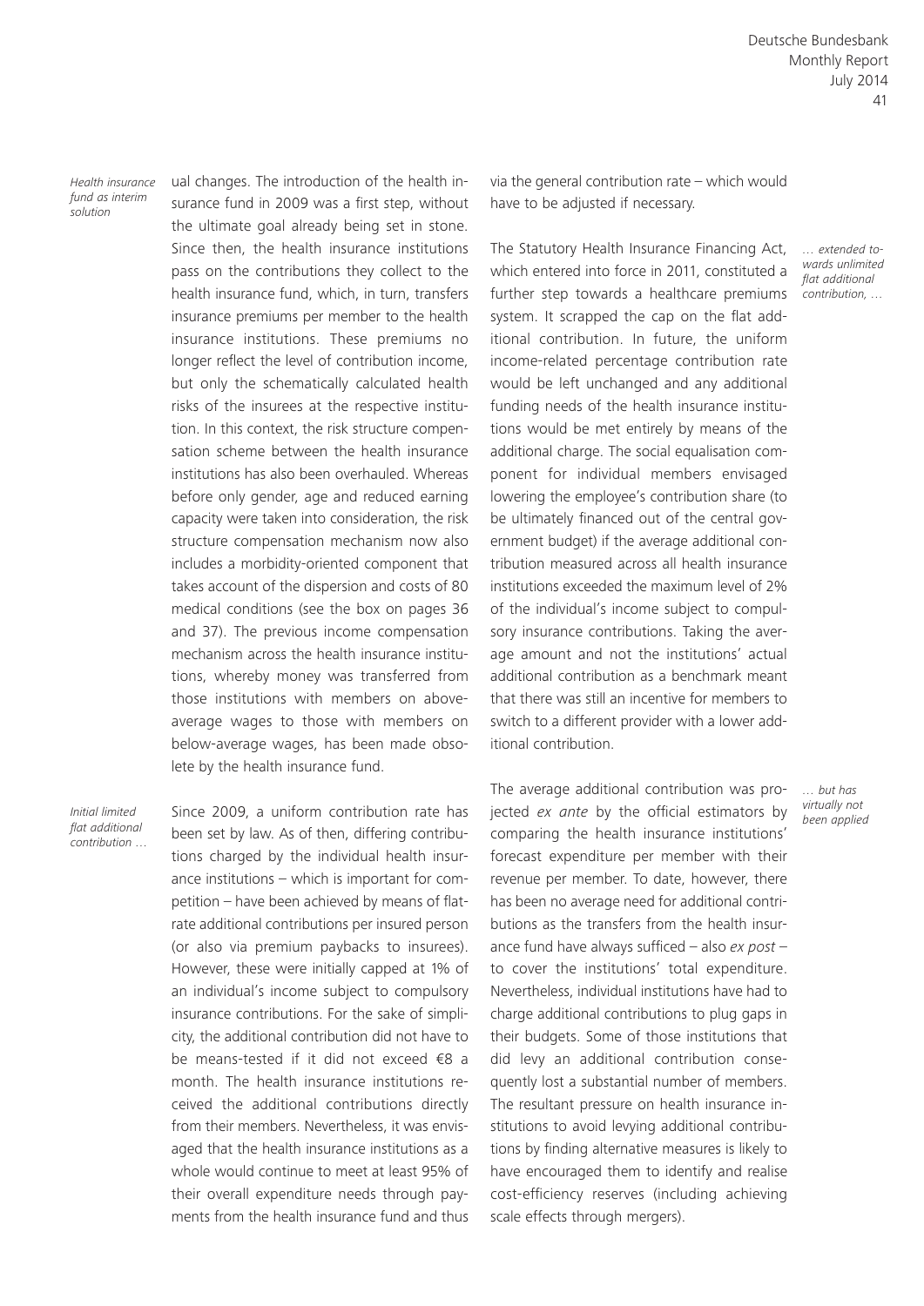*Health insurance fund as interim solution*

ual changes. The introduction of the health insurance fund in 2009 was a first step, without the ultimate goal already being set in stone. Since then, the health insurance institutions pass on the contributions they collect to the health insurance fund, which, in turn, transfers insurance premiums per member to the health insurance institutions. These premiums no longer reflect the level of contribution income, but only the schematically calculated health risks of the insurees at the respective institution. In this context, the risk structure compensation scheme between the health insurance institutions has also been overhauled. Whereas before only gender, age and reduced earning capacity were taken into consideration, the risk structure compensation mechanism now also includes a morbidity-oriented component that takes account of the dispersion and costs of 80 medical conditions (see the box on pages 36 and 37). The previous income compensation mechanism across the health insurance institutions, whereby money was transferred from those institutions with members on above-average wages to those with members on below-average wages, has been made obsolete by the health insurance fund.

*Initial limited flat additional contribution …*

Since 2009, a uniform contribution rate has been set by law. As of then, differing contributions charged by the individual health insurance institutions – which is important for competition – have been achieved by means of flat-rate additional contributions per insured person (or also via premium paybacks to insurees). However, these were initially capped at 1% of an individual's income subject to compulsory insurance contributions. For the sake of simplicity, the additional contribution did not have to be means-tested if it did not exceed €8 a month. The health insurance institutions received the additional contributions directly from their members. Nevertheless, it was envisaged that the health insurance institutions as a whole would continue to meet at least 95% of their overall expenditure needs through payments from the health insurance fund and thus via the general contribution rate – which would have to be adjusted if necessary.

*… extended towards unlimited flat additional contribution, …*

The Statutory Health Insurance Financing Act, which entered into force in 2011, constituted a further step towards a healthcare premiums system. It scrapped the cap on the flat additional contribution. In future, the uniform income-related percentage contribution rate would be left unchanged and any additional funding needs of the health insurance institutions would be met entirely by means of the additional charge. The social equalisation component for individual members envisaged lowering the employee's contribution share (to be ultimately financed out of the central government budget) if the average additional contribution measured across all health insurance institutions exceeded the maximum level of 2% of the individual's income subject to compulsory insurance contributions. Taking the average amount and not the institutions' actual additional contribution as a benchmark meant that there was still an incentive for members to switch to a different provider with a lower additional contribution.

*… but has virtually not been applied*

The average additional contribution was projected *ex ante* by the official estimators by comparing the health insurance institutions' forecast expenditure per member with their revenue per member. To date, however, there has been no average need for additional contributions as the transfers from the health insurance fund have always sufficed – also *ex post* – to cover the institutions' total expenditure. Nevertheless, individual institutions have had to charge additional contributions to plug gaps in their budgets. Some of those institutions that did levy an additional contribution consequently lost a substantial number of members. The resultant pressure on health insurance institutions to avoid levying additional contributions by finding alternative measures is likely to have encouraged them to identify and realise cost-efficiency reserves (including achieving scale effects through mergers).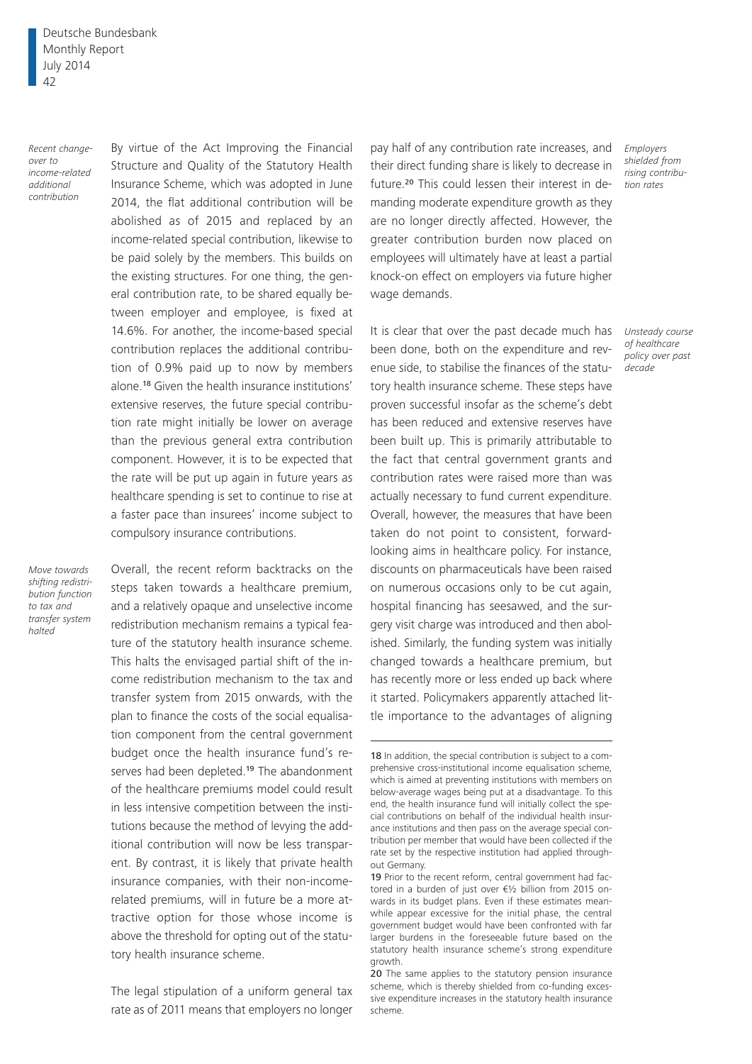*Recent changeover to income-related additional contribution*

By virtue of the Act Improving the Financial Structure and Quality of the Statutory Health Insurance Scheme, which was adopted in June 2014, the flat additional contribution will be abolished as of 2015 and replaced by an income-related special contribution, likewise to be paid solely by the members. This builds on the existing structures. For one thing, the general contribution rate, to be shared equally between employer and employee, is fixed at 14.6%. For another, the income-based special contribution replaces the additional contribution of 0.9% paid up to now by members alone.[18] Given the health insurance institutions' extensive reserves, the future special contribution rate might initially be lower on average than the previous general extra contribution component. However, it is to be expected that the rate will be put up again in future years as healthcare spending is set to continue to rise at a faster pace than insurees' income subject to compulsory insurance contributions.

*Move towards shifting redistribution function to tax and transfer system halted*

Overall, the recent reform backtracks on the steps taken towards a healthcare premium, and a relatively opaque and unselective income redistribution mechanism remains a typical feature of the statutory health insurance scheme. This halts the envisaged partial shift of the income redistribution mechanism to the tax and transfer system from 2015 onwards, with the plan to finance the costs of the social equalisation component from the central government budget once the health insurance fund's reserves had been depleted.[19] The abandonment of the healthcare premiums model could result in less intensive competition between the institutions because the method of levying the additional contribution will now be less transparent. By contrast, it is likely that private health insurance companies, with their non-income-related premiums, will in future be a more attractive option for those whose income is above the threshold for opting out of the statutory health insurance scheme.

*Employers shielded from rising contribution rates*

The legal stipulation of a uniform general tax rate as of 2011 means that employers no longer pay half of any contribution rate increases, and their direct funding share is likely to decrease in future.[20] This could lessen their interest in demanding moderate expenditure growth as they are no longer directly affected. However, the greater contribution burden now placed on employees will ultimately have at least a partial knock-on effect on employers via future higher wage demands.

*Unsteady course of healthcare policy over past decade*

It is clear that over the past decade much has been done, both on the expenditure and revenue side, to stabilise the finances of the statutory health insurance scheme. These steps have proven successful insofar as the scheme's debt has been reduced and extensive reserves have been built up. This is primarily attributable to the fact that central government grants and contribution rates were raised more than was actually necessary to fund current expenditure. Overall, however, the measures that have been taken do not point to consistent, forward-looking aims in healthcare policy. For instance, discounts on pharmaceuticals have been raised on numerous occasions only to be cut again, hospital financing has seesawed, and the surgery visit charge was introduced and then abolished. Similarly, the funding system was initially changed towards a healthcare premium, but has recently more or less ended up back where it started. Policymakers apparently attached little importance to the advantages of aligning

---

18 In addition, the special contribution is subject to a comprehensive cross-institutional income equalisation scheme, which is aimed at preventing institutions with members on below-average wages being put at a disadvantage. To this end, the health insurance fund will initially collect the special contributions on behalf of the individual health insurance institutions and then pass on the average special contribution per member that would have been collected if the rate set by the respective institution had applied throughout Germany.

19 Prior to the recent reform, central government had factored in a burden of just over €½ billion from 2015 onwards in its budget plans. Even if these estimates meanwhile appear excessive for the initial phase, the central government budget would have been confronted with far larger burdens in the foreseeable future based on the statutory health insurance scheme's strong expenditure growth.

20 The same applies to the statutory pension insurance scheme, which is thereby shielded from co-funding excessive expenditure increases in the statutory health insurance scheme.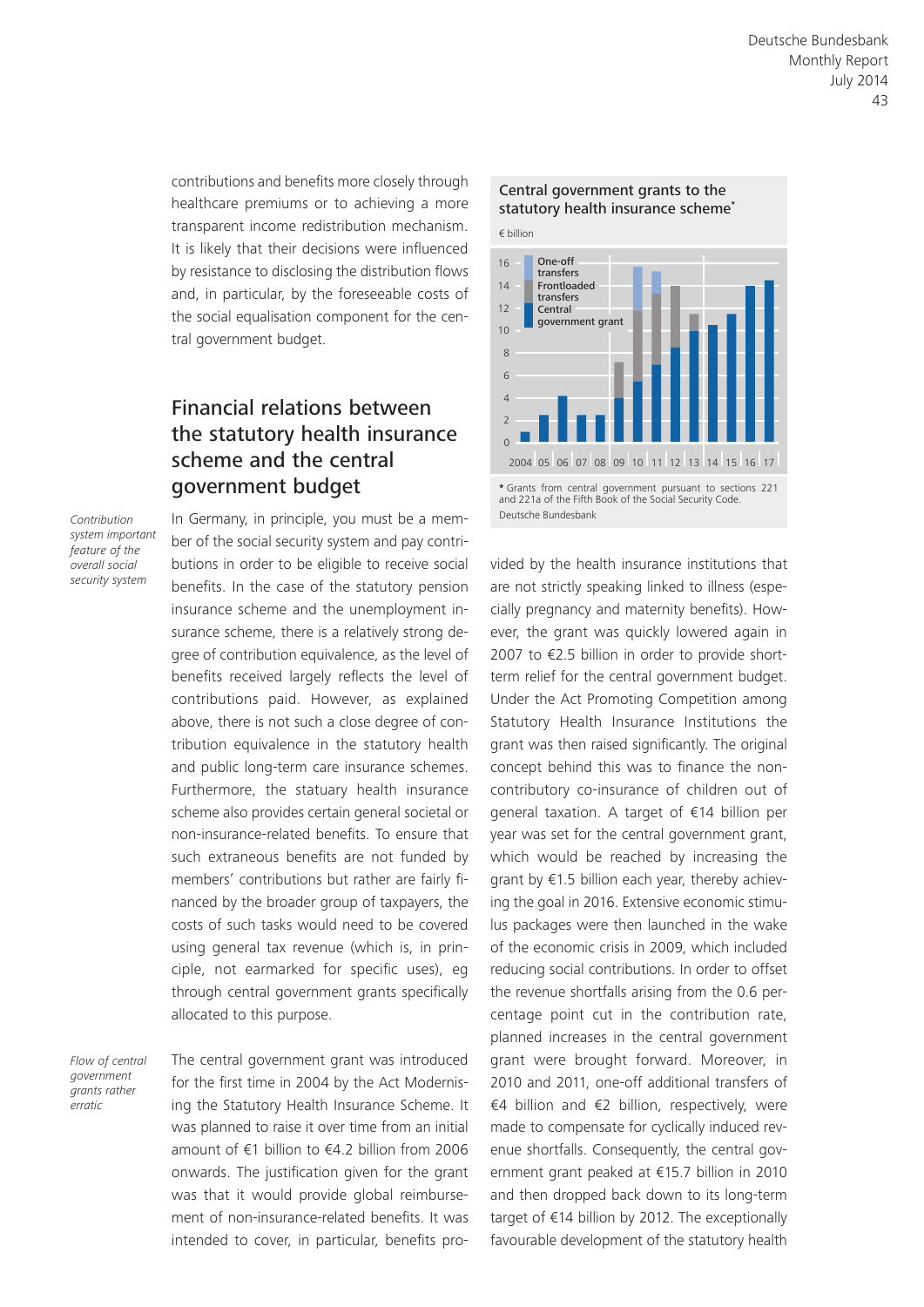contributions and benefits more closely through healthcare premiums or to achieving a more transparent income redistribution mechanism. It is likely that their decisions were influenced by resistance to disclosing the distribution flows and, in particular, by the foreseeable costs of the social equalisation component for the central government budget.

## Financial relations between the statutory health insurance scheme and the central government budget

*Contribution system important feature of the overall social security system*

In Germany, in principle, you must be a member of the social security system and pay contributions in order to be eligible to receive social benefits. In the case of the statutory pension insurance scheme and the unemployment insurance scheme, there is a relatively strong degree of contribution equivalence, as the level of benefits received largely reflects the level of contributions paid. However, as explained above, there is not such a close degree of contribution equivalence in the statutory health and public long-term care insurance schemes. Furthermore, the statuary health insurance scheme also provides certain general societal or non-insurance-related benefits. To ensure that such extraneous benefits are not funded by members' contributions but rather are fairly financed by the broader group of taxpayers, the costs of such tasks would need to be covered using general tax revenue (which is, in principle, not earmarked for specific uses), eg through central government grants specifically allocated to this purpose.

*Flow of central government grants rather erratic*

The central government grant was introduced for the first time in 2004 by the Act Modernising the Statutory Health Insurance Scheme. It was planned to raise it over time from an initial amount of €1 billion to €4.2 billion from 2006 onwards. The justification given for the grant was that it would provide global reimbursement of non-insurance-related benefits. It was intended to cover, in particular, benefits provided by the health insurance institutions that are not strictly speaking linked to illness (especially pregnancy and maternity benefits). However, the grant was quickly lowered again in 2007 to €2.5 billion in order to provide short-term relief for the central government budget. Under the Act Promoting Competition among Statutory Health Insurance Institutions the grant was then raised significantly. The original concept behind this was to finance the non-contributory co-insurance of children out of general taxation. A target of €14 billion per year was set for the central government grant, which would be reached by increasing the grant by €1.5 billion each year, thereby achieving the goal in 2016. Extensive economic stimulus packages were then launched in the wake of the economic crisis in 2009, which included reducing social contributions. In order to offset the revenue shortfalls arising from the 0.6 percentage point cut in the contribution rate, planned increases in the central government grant were brought forward. Moreover, in 2010 and 2011, one-off additional transfers of €4 billion and €2 billion, respectively, were made to compensate for cyclically induced revenue shortfalls. Consequently, the central government grant peaked at €15.7 billion in 2010 and then dropped back down to its long-term target of €14 billion by 2012. The exceptionally favourable development of the statutory health

**Central government grants to the statutory health insurance scheme***

€ billion

Legend: One-off transfers; Frontloaded transfers; Central government grant

Years: 2004, 05, 06, 07, 08, 09, 10, 11, 12, 13, 14, 15, 16, 17

\* Grants from central government pursuant to sections 221 and 221a of the Fifth Book of the Social Security Code.

Deutsche Bundesbank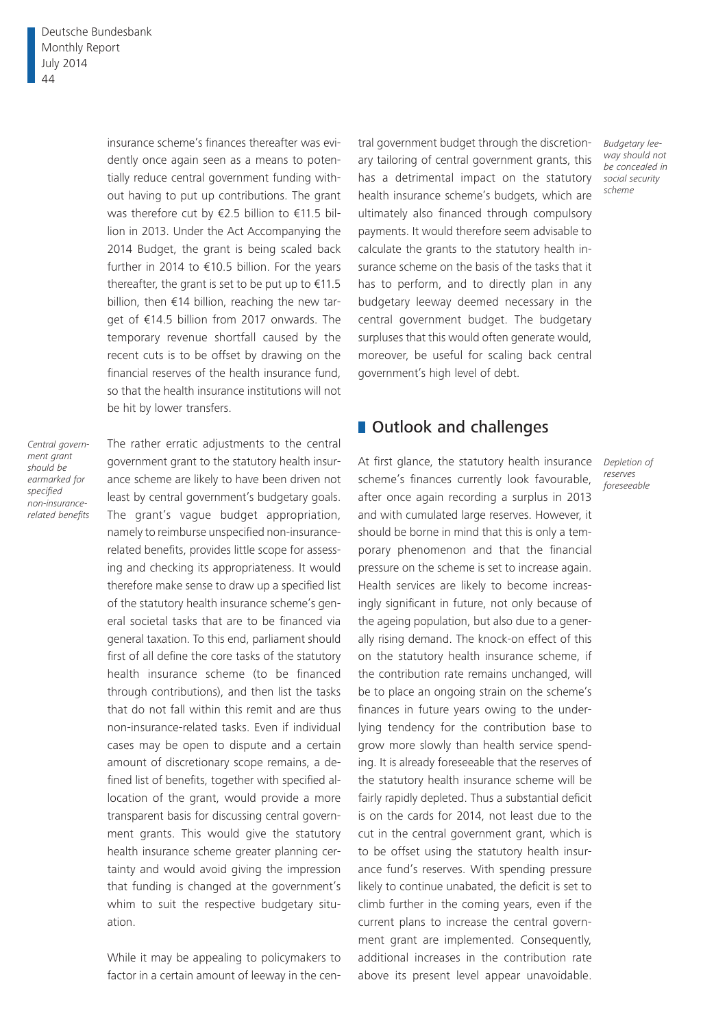insurance scheme's finances thereafter was evidently once again seen as a means to potentially reduce central government funding without having to put up contributions. The grant was therefore cut by €2.5 billion to €11.5 billion in 2013. Under the Act Accompanying the 2014 Budget, the grant is being scaled back further in 2014 to €10.5 billion. For the years thereafter, the grant is set to be put up to €11.5 billion, then €14 billion, reaching the new target of €14.5 billion from 2017 onwards. The temporary revenue shortfall caused by the recent cuts is to be offset by drawing on the financial reserves of the health insurance fund, so that the health insurance institutions will not be hit by lower transfers.

*Central government grant should be earmarked for specified non-insurance-related benefits*

The rather erratic adjustments to the central government grant to the statutory health insurance scheme are likely to have been driven not least by central government's budgetary goals. The grant's vague budget appropriation, namely to reimburse unspecified non-insurance-related benefits, provides little scope for assessing and checking its appropriateness. It would therefore make sense to draw up a specified list of the statutory health insurance scheme's general societal tasks that are to be financed via general taxation. To this end, parliament should first of all define the core tasks of the statutory health insurance scheme (to be financed through contributions), and then list the tasks that do not fall within this remit and are thus non-insurance-related tasks. Even if individual cases may be open to dispute and a certain amount of discretionary scope remains, a defined list of benefits, together with specified allocation of the grant, would provide a more transparent basis for discussing central government grants. This would give the statutory health insurance scheme greater planning certainty and would avoid giving the impression that funding is changed at the government's whim to suit the respective budgetary situation.

*Budgetary leeway should not be concealed in social security scheme*

While it may be appealing to policymakers to factor in a certain amount of leeway in the central government budget through the discretionary tailoring of central government grants, this has a detrimental impact on the statutory health insurance scheme's budgets, which are ultimately also financed through compulsory payments. It would therefore seem advisable to calculate the grants to the statutory health insurance scheme on the basis of the tasks that it has to perform, and to directly plan in any budgetary leeway deemed necessary in the central government budget. The budgetary surpluses that this would often generate would, moreover, be useful for scaling back central government's high level of debt.

## Outlook and challenges

*Depletion of reserves foreseeable*

At first glance, the statutory health insurance scheme's finances currently look favourable, after once again recording a surplus in 2013 and with cumulated large reserves. However, it should be borne in mind that this is only a temporary phenomenon and that the financial pressure on the scheme is set to increase again. Health services are likely to become increasingly significant in future, not only because of the ageing population, but also due to a generally rising demand. The knock-on effect of this on the statutory health insurance scheme, if the contribution rate remains unchanged, will be to place an ongoing strain on the scheme's finances in future years owing to the underlying tendency for the contribution base to grow more slowly than health service spending. It is already foreseeable that the reserves of the statutory health insurance scheme will be fairly rapidly depleted. Thus a substantial deficit is on the cards for 2014, not least due to the cut in the central government grant, which is to be offset using the statutory health insurance fund's reserves. With spending pressure likely to continue unabated, the deficit is set to climb further in the coming years, even if the current plans to increase the central government grant are implemented. Consequently, additional increases in the contribution rate above its present level appear unavoidable.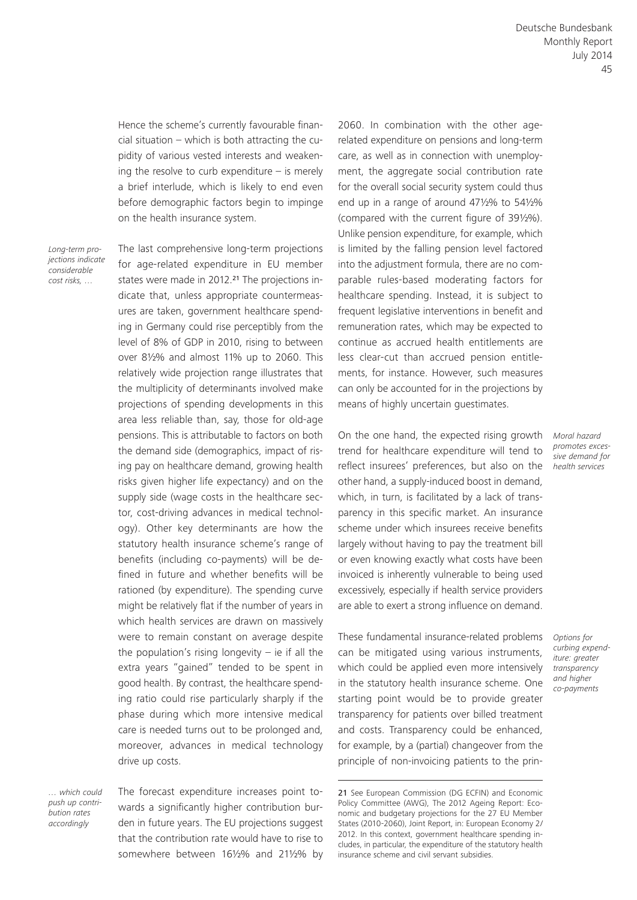Hence the scheme's currently favourable financial situation – which is both attracting the cupidity of various vested interests and weakening the resolve to curb expenditure – is merely a brief interlude, which is likely to end even before demographic factors begin to impinge on the health insurance system.

*Long-term projections indicate considerable cost risks, …*

The last comprehensive long-term projections for age-related expenditure in EU member states were made in 2012.[21] The projections indicate that, unless appropriate countermeasures are taken, government healthcare spending in Germany could rise perceptibly from the level of 8% of GDP in 2010, rising to between over 8½% and almost 11% up to 2060. This relatively wide projection range illustrates that the multiplicity of determinants involved make projections of spending developments in this area less reliable than, say, those for old-age pensions. This is attributable to factors on both the demand side (demographics, impact of rising pay on healthcare demand, growing health risks given higher life expectancy) and on the supply side (wage costs in the healthcare sector, cost-driving advances in medical technology). Other key determinants are how the statutory health insurance scheme's range of benefits (including co-payments) will be defined in future and whether benefits will be rationed (by expenditure). The spending curve might be relatively flat if the number of years in which health services are drawn on massively were to remain constant on average despite the population's rising longevity – ie if all the extra years "gained" tended to be spent in good health. By contrast, the healthcare spending ratio could rise particularly sharply if the phase during which more intensive medical care is needed turns out to be prolonged and, moreover, advances in medical technology drive up costs.

*… which could push up contribution rates accordingly*

The forecast expenditure increases point towards a significantly higher contribution burden in future years. The EU projections suggest that the contribution rate would have to rise to somewhere between 16½% and 21½% by 2060. In combination with the other age-related expenditure on pensions and long-term care, as well as in connection with unemployment, the aggregate social contribution rate for the overall social security system could thus end up in a range of around 47½% to 54½% (compared with the current figure of 39½%). Unlike pension expenditure, for example, which is limited by the falling pension level factored into the adjustment formula, there are no comparable rules-based moderating factors for healthcare spending. Instead, it is subject to frequent legislative interventions in benefit and remuneration rates, which may be expected to continue as accrued health entitlements are less clear-cut than accrued pension entitlements, for instance. However, such measures can only be accounted for in the projections by means of highly uncertain guestimates.

*Moral hazard promotes excessive demand for health services*

On the one hand, the expected rising growth trend for healthcare expenditure will tend to reflect insurees' preferences, but also on the other hand, a supply-induced boost in demand, which, in turn, is facilitated by a lack of transparency in this specific market. An insurance scheme under which insurees receive benefits largely without having to pay the treatment bill or even knowing exactly what costs have been invoiced is inherently vulnerable to being used excessively, especially if health service providers are able to exert a strong influence on demand.

*Options for curbing expenditure: greater transparency and higher co-payments*

These fundamental insurance-related problems can be mitigated using various instruments, which could be applied even more intensively in the statutory health insurance scheme. One starting point would be to provide greater transparency for patients over billed treatment and costs. Transparency could be enhanced, for example, by a (partial) changeover from the principle of non-invoicing patients to the prin-

---

21 See European Commission (DG ECFIN) and Economic Policy Committee (AWG), The 2012 Ageing Report: Economic and budgetary projections for the 27 EU Member States (2010-2060), Joint Report, in: European Economy 2/2012. In this context, government healthcare spending includes, in particular, the expenditure of the statutory health insurance scheme and civil servant subsidies.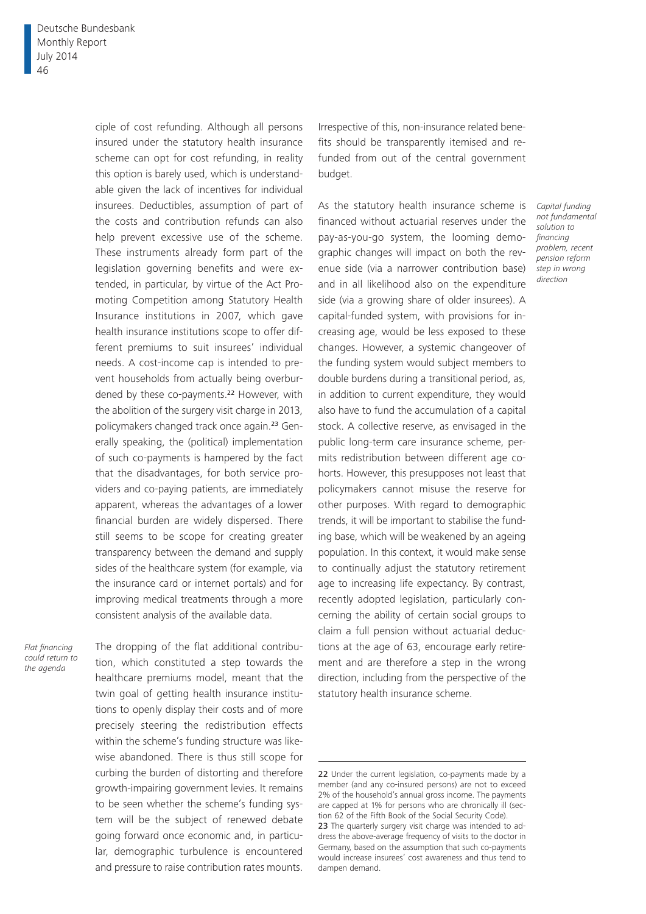ciple of cost refunding. Although all persons insured under the statutory health insurance scheme can opt for cost refunding, in reality this option is barely used, which is understandable given the lack of incentives for individual insurees. Deductibles, assumption of part of the costs and contribution refunds can also help prevent excessive use of the scheme. These instruments already form part of the legislation governing benefits and were extended, in particular, by virtue of the Act Promoting Competition among Statutory Health Insurance institutions in 2007, which gave health insurance institutions scope to offer different premiums to suit insurees' individual needs. A cost-income cap is intended to prevent households from actually being overburdened by these co-payments.[22] However, with the abolition of the surgery visit charge in 2013, policymakers changed track once again.[23] Generally speaking, the (political) implementation of such co-payments is hampered by the fact that the disadvantages, for both service providers and co-paying patients, are immediately apparent, whereas the advantages of a lower financial burden are widely dispersed. There still seems to be scope for creating greater transparency between the demand and supply sides of the healthcare system (for example, via the insurance card or internet portals) and for improving medical treatments through a more consistent analysis of the available data.

*Flat financing could return to the agenda*

The dropping of the flat additional contribution, which constituted a step towards the healthcare premiums model, meant that the twin goal of getting health insurance institutions to openly display their costs and of more precisely steering the redistribution effects within the scheme's funding structure was likewise abandoned. There is thus still scope for curbing the burden of distorting and therefore growth-impairing government levies. It remains to be seen whether the scheme's funding system will be the subject of renewed debate going forward once economic and, in particular, demographic turbulence is encountered and pressure to raise contribution rates mounts. Irrespective of this, non-insurance related benefits should be transparently itemised and refunded from out of the central government budget.

*Capital funding not fundamental solution to financing problem, recent pension reform step in wrong direction*

As the statutory health insurance scheme is financed without actuarial reserves under the pay-as-you-go system, the looming demographic changes will impact on both the revenue side (via a narrower contribution base) and in all likelihood also on the expenditure side (via a growing share of older insurees). A capital-funded system, with provisions for increasing age, would be less exposed to these changes. However, a systemic changeover of the funding system would subject members to double burdens during a transitional period, as, in addition to current expenditure, they would also have to fund the accumulation of a capital stock. A collective reserve, as envisaged in the public long-term care insurance scheme, permits redistribution between different age cohorts. However, this presupposes not least that policymakers cannot misuse the reserve for other purposes. With regard to demographic trends, it will be important to stabilise the funding base, which will be weakened by an ageing population. In this context, it would make sense to continually adjust the statutory retirement age to increasing life expectancy. By contrast, recently adopted legislation, particularly concerning the ability of certain social groups to claim a full pension without actuarial deductions at the age of 63, encourage early retirement and are therefore a step in the wrong direction, including from the perspective of the statutory health insurance scheme.

---

22 Under the current legislation, co-payments made by a member (and any co-insured persons) are not to exceed 2% of the household's annual gross income. The payments are capped at 1% for persons who are chronically ill (section 62 of the Fifth Book of the Social Security Code).

23 The quarterly surgery visit charge was intended to address the above-average frequency of visits to the doctor in Germany, based on the assumption that such co-payments would increase insurees' cost awareness and thus tend to dampen demand.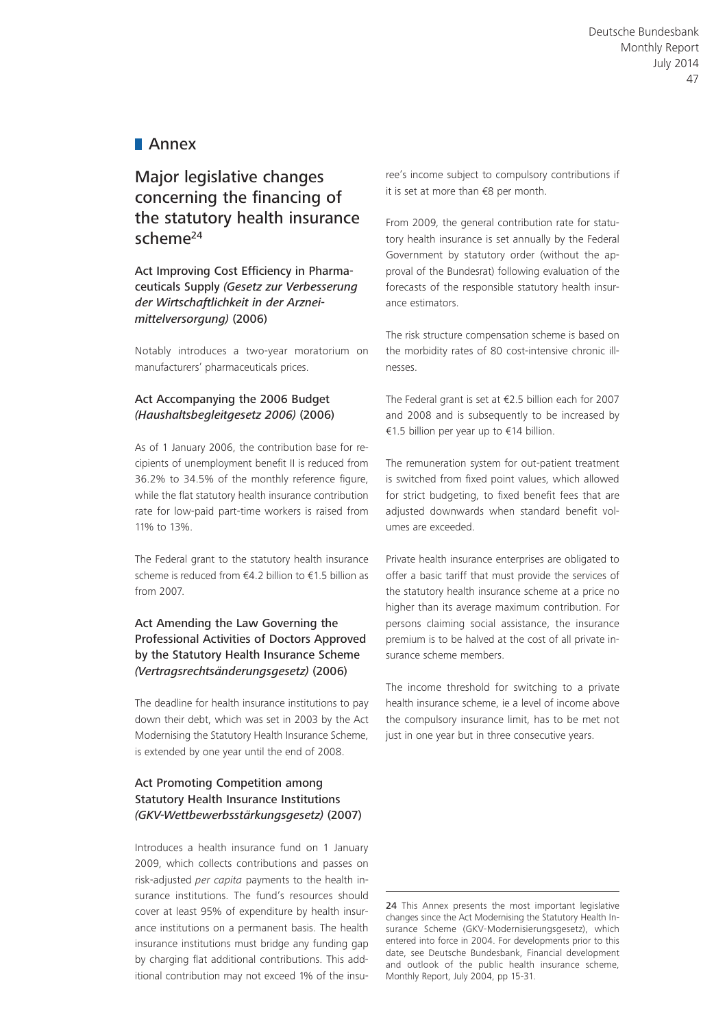# Annex

## Major legislative changes concerning the financing of the statutory health insurance scheme[24]

### Act Improving Cost Efficiency in Pharmaceuticals Supply *(Gesetz zur Verbesserung der Wirtschaftlichkeit in der Arzneimittelversorgung)* (2006)

Notably introduces a two-year moratorium on manufacturers' pharmaceuticals prices.

### Act Accompanying the 2006 Budget *(Haushaltsbegleitgesetz 2006)* (2006)

As of 1 January 2006, the contribution base for recipients of unemployment benefit II is reduced from 36.2% to 34.5% of the monthly reference figure, while the flat statutory health insurance contribution rate for low-paid part-time workers is raised from 11% to 13%.

The Federal grant to the statutory health insurance scheme is reduced from €4.2 billion to €1.5 billion as from 2007.

### Act Amending the Law Governing the Professional Activities of Doctors Approved by the Statutory Health Insurance Scheme *(Vertragsrechtsänderungsgesetz)* (2006)

The deadline for health insurance institutions to pay down their debt, which was set in 2003 by the Act Modernising the Statutory Health Insurance Scheme, is extended by one year until the end of 2008.

### Act Promoting Competition among Statutory Health Insurance Institutions *(GKV-Wettbewerbsstärkungsgesetz)* (2007)

Introduces a health insurance fund on 1 January 2009, which collects contributions and passes on risk-adjusted *per capita* payments to the health insurance institutions. The fund's resources should cover at least 95% of expenditure by health insurance institutions on a permanent basis. The health insurance institutions must bridge any funding gap by charging flat additional contributions. This additional contribution may not exceed 1% of the insuree's income subject to compulsory contributions if it is set at more than €8 per month.

From 2009, the general contribution rate for statutory health insurance is set annually by the Federal Government by statutory order (without the approval of the Bundesrat) following evaluation of the forecasts of the responsible statutory health insurance estimators.

The risk structure compensation scheme is based on the morbidity rates of 80 cost-intensive chronic illnesses.

The Federal grant is set at €2.5 billion each for 2007 and 2008 and is subsequently to be increased by €1.5 billion per year up to €14 billion.

The remuneration system for out-patient treatment is switched from fixed point values, which allowed for strict budgeting, to fixed benefit fees that are adjusted downwards when standard benefit volumes are exceeded.

Private health insurance enterprises are obligated to offer a basic tariff that must provide the services of the statutory health insurance scheme at a price no higher than its average maximum contribution. For persons claiming social assistance, the insurance premium is to be halved at the cost of all private insurance scheme members.

The income threshold for switching to a private health insurance scheme, ie a level of income above the compulsory insurance limit, has to be met not just in one year but in three consecutive years.

---

24 This Annex presents the most important legislative changes since the Act Modernising the Statutory Health Insurance Scheme (GKV-Modernisierungsgesetz), which entered into force in 2004. For developments prior to this date, see Deutsche Bundesbank, Financial development and outlook of the public health insurance scheme, Monthly Report, July 2004, pp 15-31.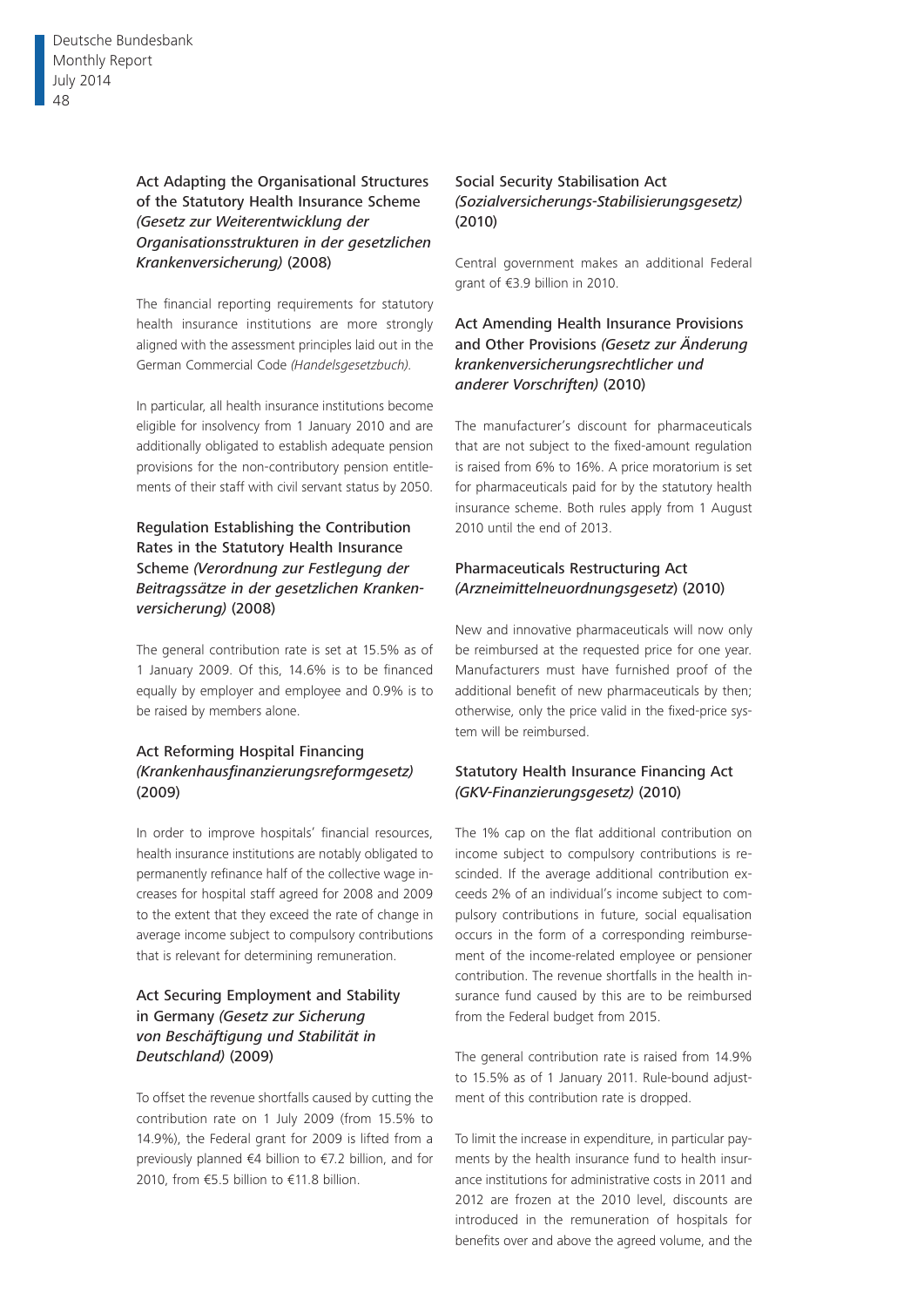### Act Adapting the Organisational Structures of the Statutory Health Insurance Scheme *(Gesetz zur Weiterentwicklung der Organisationsstrukturen in der gesetzlichen Krankenversicherung)* (2008)

The financial reporting requirements for statutory health insurance institutions are more strongly aligned with the assessment principles laid out in the German Commercial Code *(Handelsgesetzbuch)*.

In particular, all health insurance institutions become eligible for insolvency from 1 January 2010 and are additionally obligated to establish adequate pension provisions for the non-contributory pension entitlements of their staff with civil servant status by 2050.

### Regulation Establishing the Contribution Rates in the Statutory Health Insurance Scheme *(Verordnung zur Festlegung der Beitragssätze in der gesetzlichen Krankenversicherung)* (2008)

The general contribution rate is set at 15.5% as of 1 January 2009. Of this, 14.6% is to be financed equally by employer and employee and 0.9% is to be raised by members alone.

### Act Reforming Hospital Financing *(Krankenhausfinanzierungsreformgesetz)* (2009)

In order to improve hospitals' financial resources, health insurance institutions are notably obligated to permanently refinance half of the collective wage increases for hospital staff agreed for 2008 and 2009 to the extent that they exceed the rate of change in average income subject to compulsory contributions that is relevant for determining remuneration.

### Act Securing Employment and Stability in Germany *(Gesetz zur Sicherung von Beschäftigung und Stabilität in Deutschland)* (2009)

To offset the revenue shortfalls caused by cutting the contribution rate on 1 July 2009 (from 15.5% to 14.9%), the Federal grant for 2009 is lifted from a previously planned €4 billion to €7.2 billion, and for 2010, from €5.5 billion to €11.8 billion.

### Social Security Stabilisation Act *(Sozialversicherungs-Stabilisierungsgesetz)* (2010)

Central government makes an additional Federal grant of €3.9 billion in 2010.

### Act Amending Health Insurance Provisions and Other Provisions *(Gesetz zur Änderung krankenversicherungsrechtlicher und anderer Vorschriften)* (2010)

The manufacturer's discount for pharmaceuticals that are not subject to the fixed-amount regulation is raised from 6% to 16%. A price moratorium is set for pharmaceuticals paid for by the statutory health insurance scheme. Both rules apply from 1 August 2010 until the end of 2013.

### Pharmaceuticals Restructuring Act *(Arzneimittelneuordnungsgesetz)* (2010)

New and innovative pharmaceuticals will now only be reimbursed at the requested price for one year. Manufacturers must have furnished proof of the additional benefit of new pharmaceuticals by then; otherwise, only the price valid in the fixed-price system will be reimbursed.

### Statutory Health Insurance Financing Act *(GKV-Finanzierungsgesetz)* (2010)

The 1% cap on the flat additional contribution on income subject to compulsory contributions is rescinded. If the average additional contribution exceeds 2% of an individual's income subject to compulsory contributions in future, social equalisation occurs in the form of a corresponding reimbursement of the income-related employee or pensioner contribution. The revenue shortfalls in the health insurance fund caused by this are to be reimbursed from the Federal budget from 2015.

The general contribution rate is raised from 14.9% to 15.5% as of 1 January 2011. Rule-bound adjustment of this contribution rate is dropped.

To limit the increase in expenditure, in particular payments by the health insurance fund to health insurance institutions for administrative costs in 2011 and 2012 are frozen at the 2010 level, discounts are introduced in the remuneration of hospitals for benefits over and above the agreed volume, and the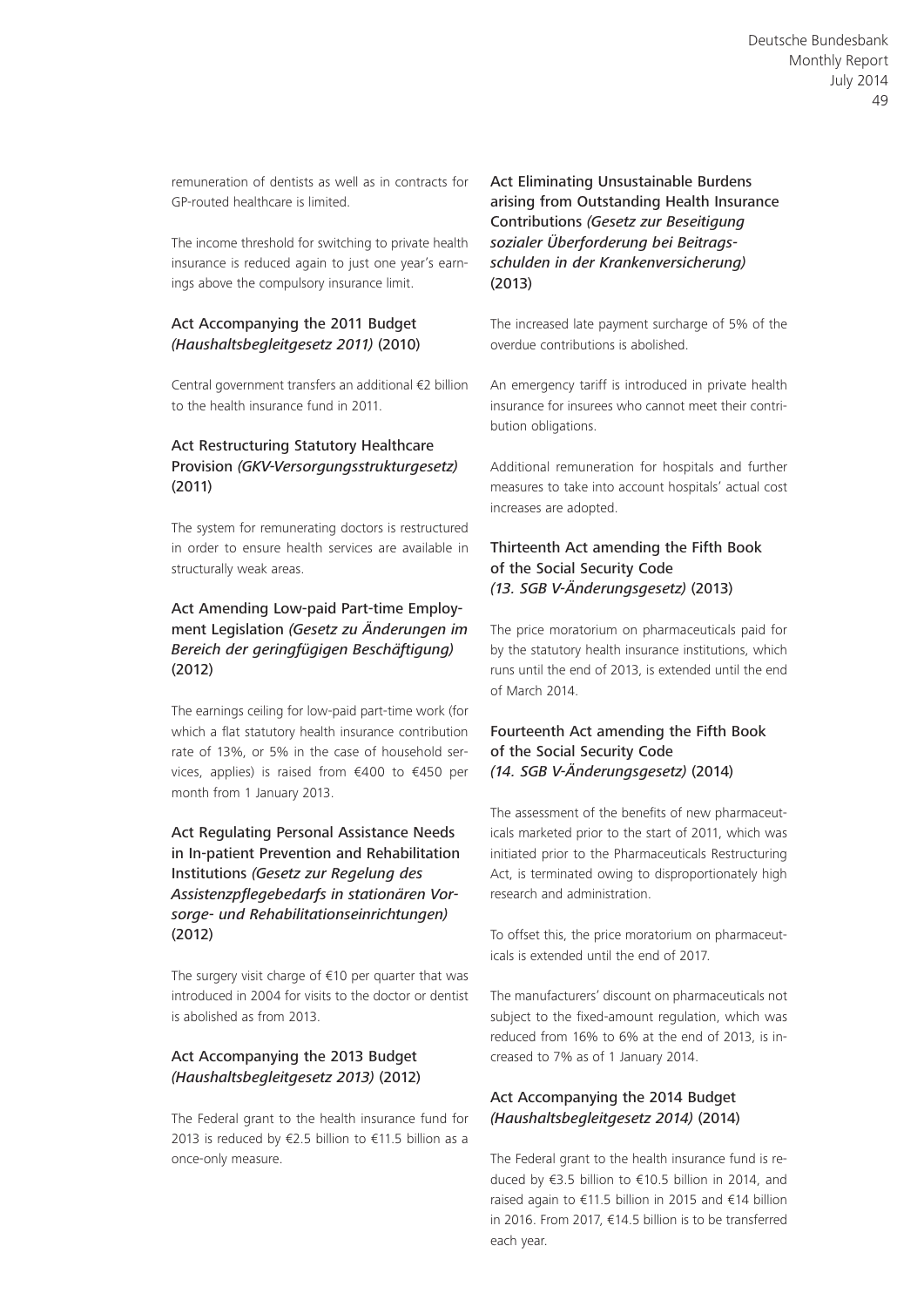remuneration of dentists as well as in contracts for GP-routed healthcare is limited.

The income threshold for switching to private health insurance is reduced again to just one year's earnings above the compulsory insurance limit.

### Act Accompanying the 2011 Budget *(Haushaltsbegleitgesetz 2011)* (2010)

Central government transfers an additional €2 billion to the health insurance fund in 2011.

### Act Restructuring Statutory Healthcare Provision *(GKV-Versorgungsstrukturgesetz)* (2011)

The system for remunerating doctors is restructured in order to ensure health services are available in structurally weak areas.

### Act Amending Low-paid Part-time Employment Legislation *(Gesetz zu Änderungen im Bereich der geringfügigen Beschäftigung)* (2012)

The earnings ceiling for low-paid part-time work (for which a flat statutory health insurance contribution rate of 13%, or 5% in the case of household services, applies) is raised from €400 to €450 per month from 1 January 2013.

### Act Regulating Personal Assistance Needs in In-patient Prevention and Rehabilitation Institutions *(Gesetz zur Regelung des Assistenzpflegebedarfs in stationären Vorsorge- und Rehabilitationseinrichtungen)* (2012)

The surgery visit charge of €10 per quarter that was introduced in 2004 for visits to the doctor or dentist is abolished as from 2013.

### Act Accompanying the 2013 Budget *(Haushaltsbegleitgesetz 2013)* (2012)

The Federal grant to the health insurance fund for 2013 is reduced by €2.5 billion to €11.5 billion as a once-only measure.

### Act Eliminating Unsustainable Burdens arising from Outstanding Health Insurance Contributions *(Gesetz zur Beseitigung sozialer Überforderung bei Beitragsschulden in der Krankenversicherung)* (2013)

The increased late payment surcharge of 5% of the overdue contributions is abolished.

An emergency tariff is introduced in private health insurance for insurees who cannot meet their contribution obligations.

Additional remuneration for hospitals and further measures to take into account hospitals' actual cost increases are adopted.

### Thirteenth Act amending the Fifth Book of the Social Security Code *(13. SGB V-Änderungsgesetz)* (2013)

The price moratorium on pharmaceuticals paid for by the statutory health insurance institutions, which runs until the end of 2013, is extended until the end of March 2014.

### Fourteenth Act amending the Fifth Book of the Social Security Code *(14. SGB V-Änderungsgesetz)* (2014)

The assessment of the benefits of new pharmaceuticals marketed prior to the start of 2011, which was initiated prior to the Pharmaceuticals Restructuring Act, is terminated owing to disproportionately high research and administration.

To offset this, the price moratorium on pharmaceuticals is extended until the end of 2017.

The manufacturers' discount on pharmaceuticals not subject to the fixed-amount regulation, which was reduced from 16% to 6% at the end of 2013, is increased to 7% as of 1 January 2014.

### Act Accompanying the 2014 Budget *(Haushaltsbegleitgesetz 2014)* (2014)

The Federal grant to the health insurance fund is reduced by €3.5 billion to €10.5 billion in 2014, and raised again to €11.5 billion in 2015 and €14 billion in 2016. From 2017, €14.5 billion is to be transferred each year.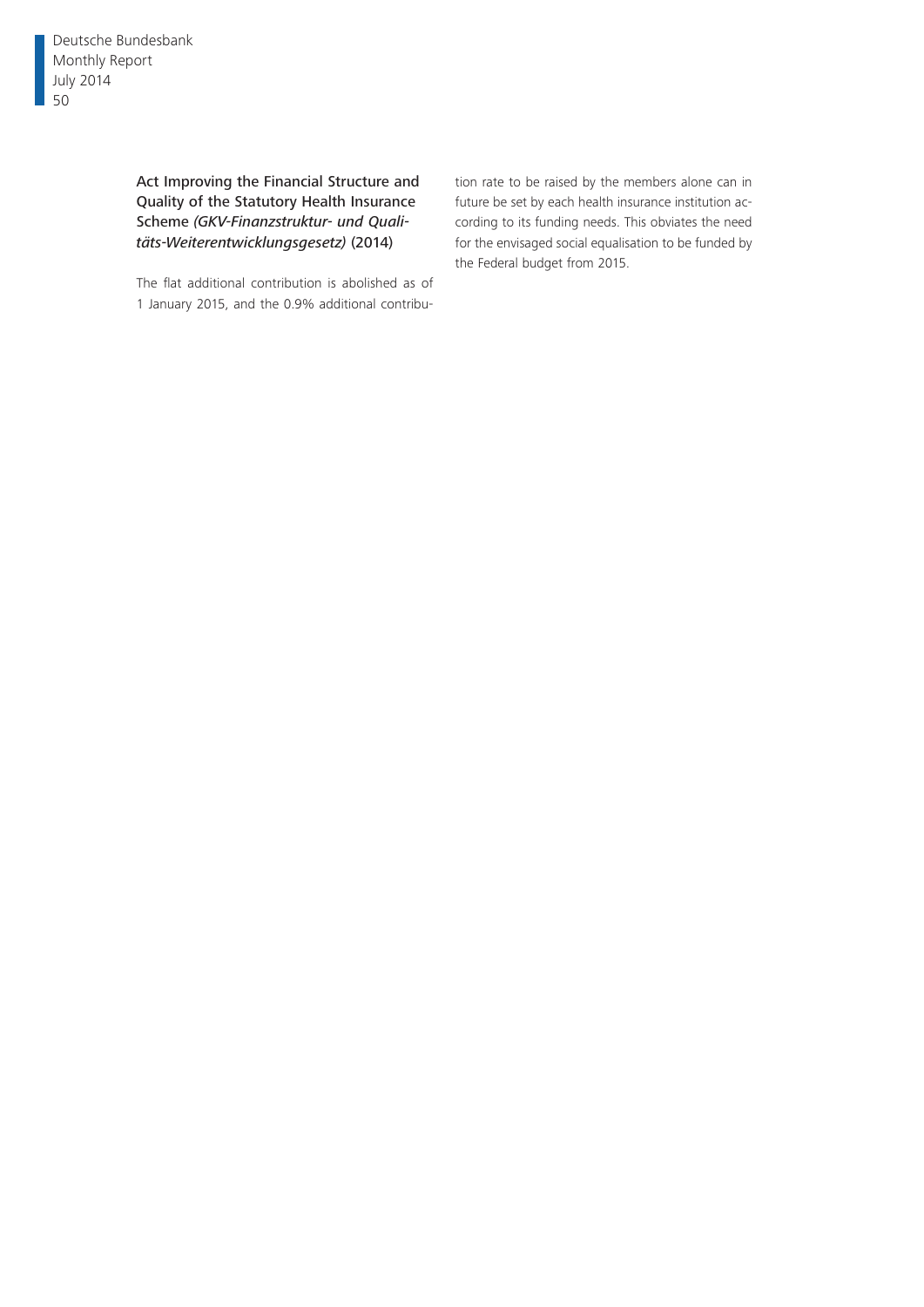**Act Improving the Financial Structure and Quality of the Statutory Health Insurance Scheme *(GKV-Finanzstruktur- und Qualitäts-Weiterentwicklungsgesetz)* (2014)**

The flat additional contribution is abolished as of 1 January 2015, and the 0.9% additional contribution rate to be raised by the members alone can in future be set by each health insurance institution according to its funding needs. This obviates the need for the envisaged social equalisation to be funded by the Federal budget from 2015.